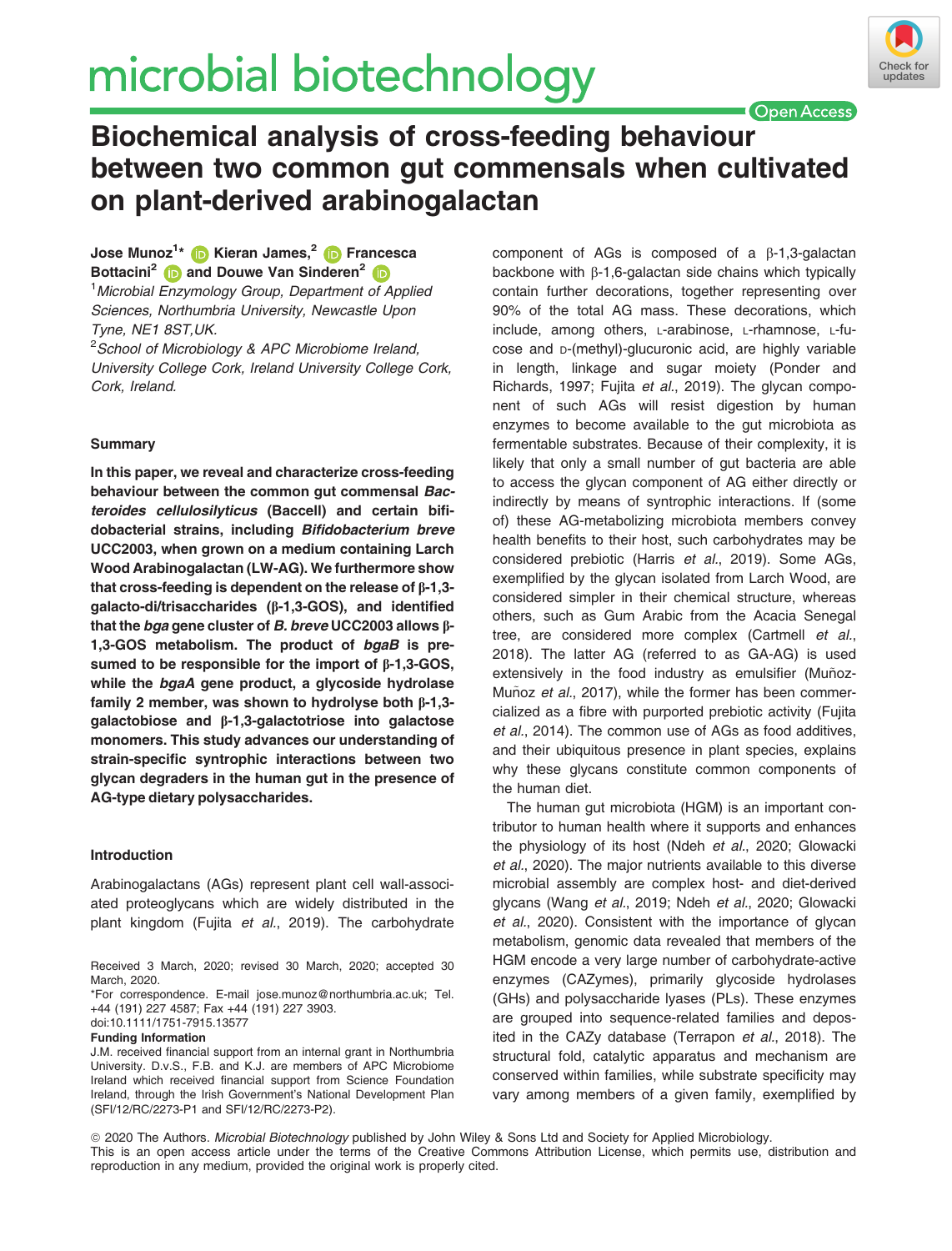# microbial biotechnology

Open Access

# Biochemical analysis of cross-feeding behaviour between two common gut commensals when cultivated on plant-derived arabinogalactan

**Jose Munoz[1]*, Kieran James,[2] Francesca Bottacini[2] and Douwe Van Sinderen[2]**

[1] *Microbial Enzymology Group, Department of Applied Sciences, Northumbria University, Newcastle Upon Tyne, NE1 8ST, UK.*

[2] *School of Microbiology & APC Microbiome Ireland, University College Cork, Ireland University College Cork, Cork, Ireland.*

## Summary

**In this paper, we reveal and characterize cross-feeding behaviour between the common gut commensal *Bacteroides cellulosilyticus* (Baccell) and certain bifidobacterial strains, including *Bifidobacterium breve* UCC2003, when grown on a medium containing Larch Wood Arabinogalactan (LW-AG). We furthermore show that cross-feeding is dependent on the release of β-1,3-galacto-di/trisaccharides (β-1,3-GOS), and identified that the *bga* gene cluster of *B. breve* UCC2003 allows β-1,3-GOS metabolism. The product of *bgaB* is presumed to be responsible for the import of β-1,3-GOS, while the *bgaA* gene product, a glycoside hydrolase family 2 member, was shown to hydrolyse both β-1,3-galactobiose and β-1,3-galactotriose into galactose monomers. This study advances our understanding of strain-specific syntrophic interactions between two glycan degraders in the human gut in the presence of AG-type dietary polysaccharides.**

## Introduction

Arabinogalactans (AGs) represent plant cell wall-associated proteoglycans which are widely distributed in the plant kingdom (Fujita *et al*., 2019). The carbohydrate component of AGs is composed of a β-1,3-galactan backbone with β-1,6-galactan side chains which typically contain further decorations, together representing over 90% of the total AG mass. These decorations, which include, among others, L-arabinose, L-rhamnose, L-fucose and D-(methyl)-glucuronic acid, are highly variable in length, linkage and sugar moiety (Ponder and Richards, 1997; Fujita *et al*., 2019). The glycan component of such AGs will resist digestion by human enzymes to become available to the gut microbiota as fermentable substrates. Because of their complexity, it is likely that only a small number of gut bacteria are able to access the glycan component of AG either directly or indirectly by means of syntrophic interactions. If (some of) these AG-metabolizing microbiota members convey health benefits to their host, such carbohydrates may be considered prebiotic (Harris *et al*., 2019). Some AGs, exemplified by the glycan isolated from Larch Wood, are considered simpler in their chemical structure, whereas others, such as Gum Arabic from the Acacia Senegal tree, are considered more complex (Cartmell *et al*., 2018). The latter AG (referred to as GA-AG) is used extensively in the food industry as emulsifier (Muñoz-Muñoz *et al*., 2017), while the former has been commercialized as a fibre with purported prebiotic activity (Fujita *et al*., 2014). The common use of AGs as food additives, and their ubiquitous presence in plant species, explains why these glycans constitute common components of the human diet.

The human gut microbiota (HGM) is an important contributor to human health where it supports and enhances the physiology of its host (Ndeh *et al*., 2020; Glowacki *et al*., 2020). The major nutrients available to this diverse microbial assembly are complex host- and diet-derived glycans (Wang *et al*., 2019; Ndeh *et al*., 2020; Glowacki *et al*., 2020). Consistent with the importance of glycan metabolism, genomic data revealed that members of the HGM encode a very large number of carbohydrate-active enzymes (CAZymes), primarily glycoside hydrolases (GHs) and polysaccharide lyases (PLs). These enzymes are grouped into sequence-related families and deposited in the CAZy database (Terrapon *et al*., 2018). The structural fold, catalytic apparatus and mechanism are conserved within families, while substrate specificity may vary among members of a given family, exemplified by

Received 3 March, 2020; revised 30 March, 2020; accepted 30 March, 2020.
*For correspondence. E-mail jose.munoz@northumbria.ac.uk; Tel. +44 (191) 227 4587; Fax +44 (191) 227 3903.
doi:10.1111/1751-7915.13577

**Funding Information**

J.M. received financial support from an internal grant in Northumbria University. D.v.S., F.B. and K.J. are members of APC Microbiome Ireland which received financial support from Science Foundation Ireland, through the Irish Government's National Development Plan (SFI/12/RC/2273-P1 and SFI/12/RC/2273-P2).

© 2020 The Authors. *Microbial Biotechnology* published by John Wiley & Sons Ltd and Society for Applied Microbiology.
This is an open access article under the terms of the Creative Commons Attribution License, which permits use, distribution and reproduction in any medium, provided the original work is properly cited.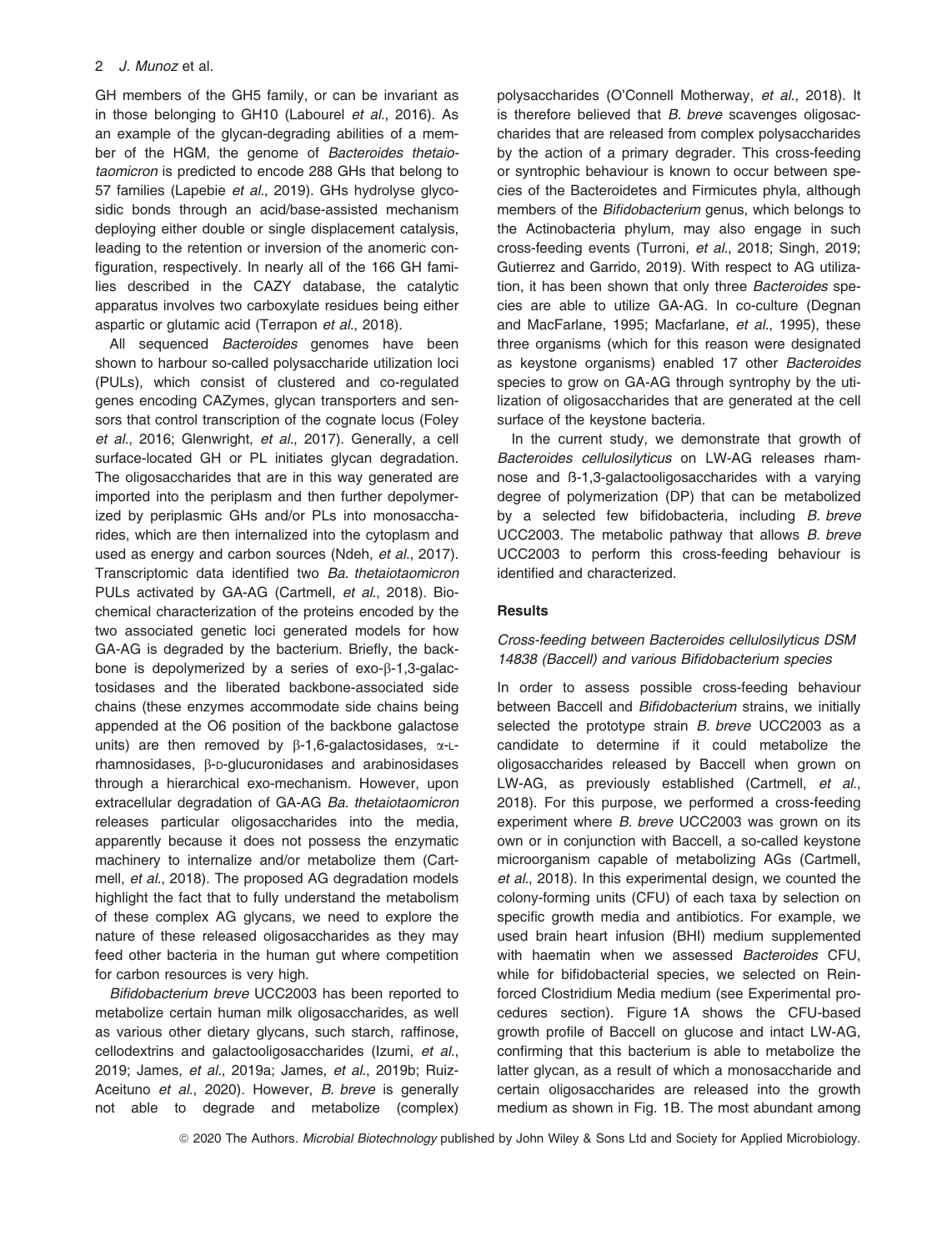GH members of the GH5 family, or can be invariant as in those belonging to GH10 (Labourel *et al*., 2016). As an example of the glycan-degrading abilities of a member of the HGM, the genome of *Bacteroides thetaiotaomicron* is predicted to encode 288 GHs that belong to 57 families (Lapebie *et al*., 2019). GHs hydrolyse glycosidic bonds through an acid/base-assisted mechanism deploying either double or single displacement catalysis, leading to the retention or inversion of the anomeric configuration, respectively. In nearly all of the 166 GH families described in the CAZY database, the catalytic apparatus involves two carboxylate residues being either aspartic or glutamic acid (Terrapon *et al*., 2018).

All sequenced *Bacteroides* genomes have been shown to harbour so-called polysaccharide utilization loci (PULs), which consist of clustered and co-regulated genes encoding CAZymes, glycan transporters and sensors that control transcription of the cognate locus (Foley *et al*., 2016; Glenwright, *et al*., 2017). Generally, a cell surface-located GH or PL initiates glycan degradation. The oligosaccharides that are in this way generated are imported into the periplasm and then further depolymerized by periplasmic GHs and/or PLs into monosaccharides, which are then internalized into the cytoplasm and used as energy and carbon sources (Ndeh, *et al*., 2017). Transcriptomic data identified two *Ba. thetaiotaomicron* PULs activated by GA-AG (Cartmell, *et al*., 2018). Biochemical characterization of the proteins encoded by the two associated genetic loci generated models for how GA-AG is degraded by the bacterium. Briefly, the backbone is depolymerized by a series of exo-β-1,3-galactosidases and the liberated backbone-associated side chains (these enzymes accommodate side chains being appended at the O6 position of the backbone galactose units) are then removed by β-1,6-galactosidases, α-L-rhamnosidases, β-D-glucuronidases and arabinosidases through a hierarchical exo-mechanism. However, upon extracellular degradation of GA-AG *Ba. thetaiotaomicron* releases particular oligosaccharides into the media, apparently because it does not possess the enzymatic machinery to internalize and/or metabolize them (Cartmell, *et al*., 2018). The proposed AG degradation models highlight the fact that to fully understand the metabolism of these complex AG glycans, we need to explore the nature of these released oligosaccharides as they may feed other bacteria in the human gut where competition for carbon resources is very high.

*Bifidobacterium breve* UCC2003 has been reported to metabolize certain human milk oligosaccharides, as well as various other dietary glycans, such starch, raffinose, cellodextrins and galactooligosaccharides (Izumi, *et al*., 2019; James, *et al*., 2019a; James, *et al*., 2019b; Ruiz-Aceituno *et al*., 2020). However, *B. breve* is generally not able to degrade and metabolize (complex) polysaccharides (O'Connell Motherway, *et al*., 2018). It is therefore believed that *B. breve* scavenges oligosaccharides that are released from complex polysaccharides by the action of a primary degrader. This cross-feeding or syntrophic behaviour is known to occur between species of the Bacteroidetes and Firmicutes phyla, although members of the *Bifidobacterium* genus, which belongs to the Actinobacteria phylum, may also engage in such cross-feeding events (Turroni, *et al*., 2018; Singh, 2019; Gutierrez and Garrido, 2019). With respect to AG utilization, it has been shown that only three *Bacteroides* species are able to utilize GA-AG. In co-culture (Degnan and MacFarlane, 1995; Macfarlane, *et al*., 1995), these three organisms (which for this reason were designated as keystone organisms) enabled 17 other *Bacteroides* species to grow on GA-AG through syntrophy by the utilization of oligosaccharides that are generated at the cell surface of the keystone bacteria.

In the current study, we demonstrate that growth of *Bacteroides cellulosilyticus* on LW-AG releases rhamnose and ß-1,3-galactooligosaccharides with a varying degree of polymerization (DP) that can be metabolized by a selected few bifidobacteria, including *B. breve* UCC2003. The metabolic pathway that allows *B. breve* UCC2003 to perform this cross-feeding behaviour is identified and characterized.

## Results

### *Cross-feeding between Bacteroides cellulosilyticus DSM 14838 (Baccell) and various Bifidobacterium species*

In order to assess possible cross-feeding behaviour between Baccell and *Bifidobacterium* strains, we initially selected the prototype strain *B. breve* UCC2003 as a candidate to determine if it could metabolize the oligosaccharides released by Baccell when grown on LW-AG, as previously established (Cartmell, *et al*., 2018). For this purpose, we performed a cross-feeding experiment where *B. breve* UCC2003 was grown on its own or in conjunction with Baccell, a so-called keystone microorganism capable of metabolizing AGs (Cartmell, *et al*., 2018). In this experimental design, we counted the colony-forming units (CFU) of each taxa by selection on specific growth media and antibiotics. For example, we used brain heart infusion (BHI) medium supplemented with haematin when we assessed *Bacteroides* CFU, while for bifidobacterial species, we selected on Reinforced Clostridium Media medium (see Experimental procedures section). Figure 1A shows the CFU-based growth profile of Baccell on glucose and intact LW-AG, confirming that this bacterium is able to metabolize the latter glycan, as a result of which a monosaccharide and certain oligosaccharides are released into the growth medium as shown in Fig. 1B. The most abundant among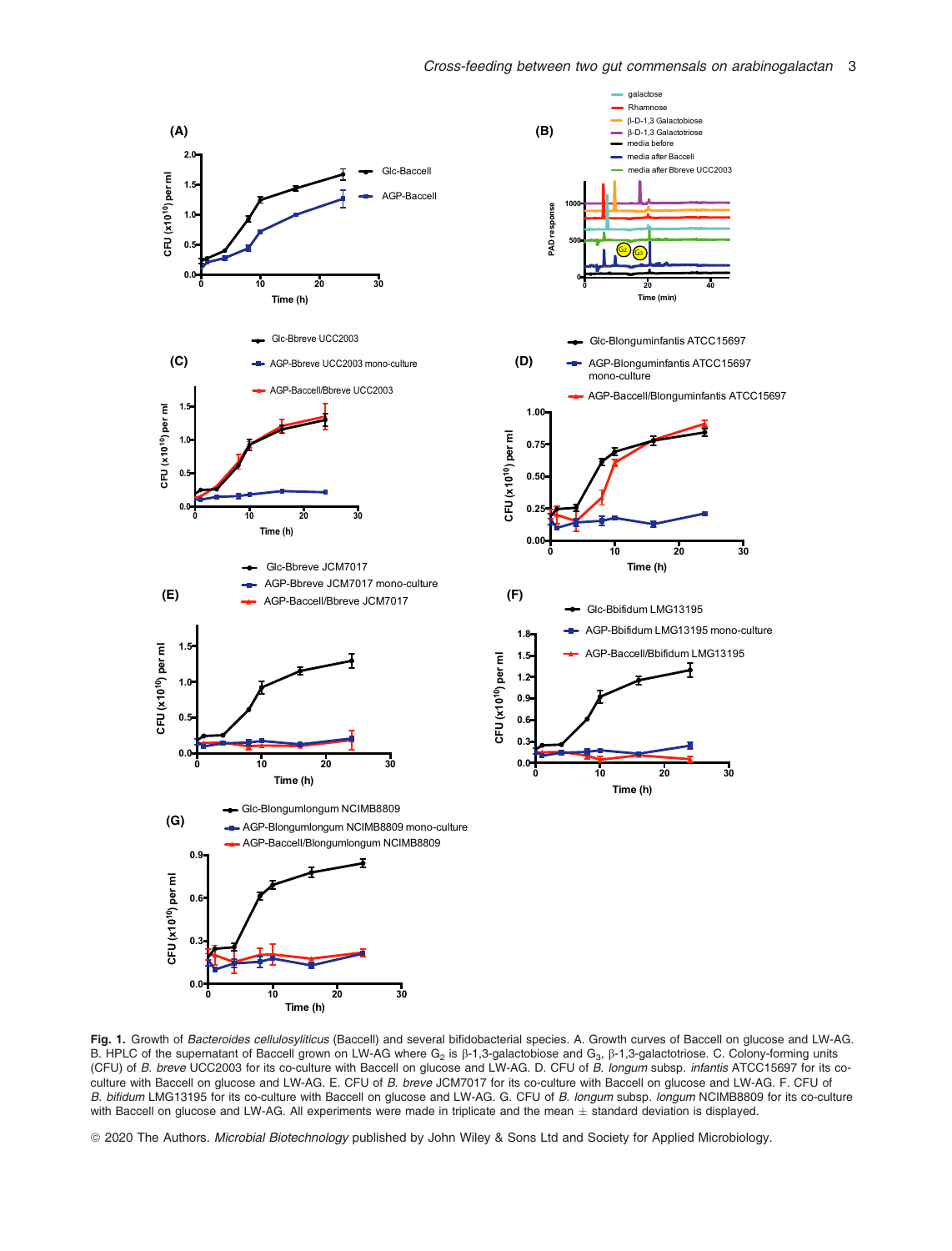**Fig. 1.** Growth of *Bacteroides cellulosyliticus* (Baccell) and several bifidobacterial species. A. Growth curves of Baccell on glucose and LW-AG. B. HPLC of the supernatant of Baccell grown on LW-AG where $G_2$ is β-1,3-galactobiose and $G_3$, β-1,3-galactotriose. C. Colony-forming units (CFU) of *B. breve* UCC2003 for its co-culture with Baccell on glucose and LW-AG. D. CFU of *B. longum* subsp. *infantis* ATCC15697 for its co-culture with Baccell on glucose and LW-AG. E. CFU of *B. breve* JCM7017 for its co-culture with Baccell on glucose and LW-AG. F. CFU of *B. bifidum* LMG13195 for its co-culture with Baccell on glucose and LW-AG. G. CFU of *B. longum* subsp. *longum* NCIMB8809 for its co-culture with Baccell on glucose and LW-AG. All experiments were made in triplicate and the mean ± standard deviation is displayed.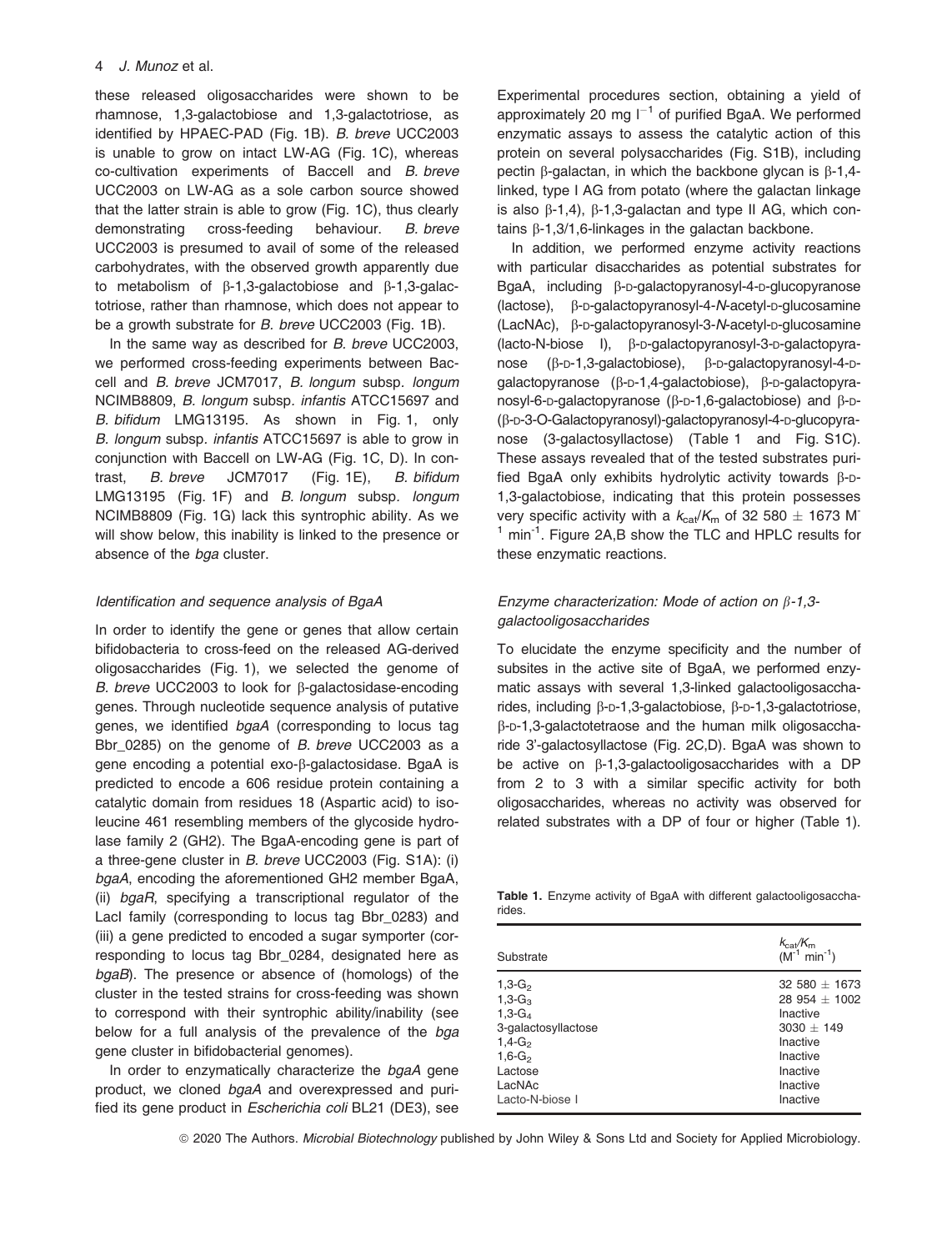these released oligosaccharides were shown to be rhamnose, 1,3-galactobiose and 1,3-galactotriose, as identified by HPAEC-PAD (Fig. 1B). *B. breve* UCC2003 is unable to grow on intact LW-AG (Fig. 1C), whereas co-cultivation experiments of Baccell and *B. breve* UCC2003 on LW-AG as a sole carbon source showed that the latter strain is able to grow (Fig. 1C), thus clearly demonstrating cross-feeding behaviour. *B. breve* UCC2003 is presumed to avail of some of the released carbohydrates, with the observed growth apparently due to metabolism of β-1,3-galactobiose and β-1,3-galactotriose, rather than rhamnose, which does not appear to be a growth substrate for *B. breve* UCC2003 (Fig. 1B).

In the same way as described for *B. breve* UCC2003, we performed cross-feeding experiments between Baccell and *B. breve* JCM7017, *B. longum* subsp. *longum* NCIMB8809, *B. longum* subsp. *infantis* ATCC15697 and *B. bifidum* LMG13195. As shown in Fig. 1, only *B. longum* subsp. *infantis* ATCC15697 is able to grow in conjunction with Baccell on LW-AG (Fig. 1C, D). In contrast, *B. breve* JCM7017 (Fig. 1E), *B. bifidum* LMG13195 (Fig. 1F) and *B. longum* subsp. *longum* NCIMB8809 (Fig. 1G) lack this syntrophic ability. As we will show below, this inability is linked to the presence or absence of the *bga* cluster.

### *Identification and sequence analysis of BgaA*

In order to identify the gene or genes that allow certain bifidobacteria to cross-feed on the released AG-derived oligosaccharides (Fig. 1), we selected the genome of *B. breve* UCC2003 to look for β-galactosidase-encoding genes. Through nucleotide sequence analysis of putative genes, we identified *bgaA* (corresponding to locus tag Bbr_0285) on the genome of *B. breve* UCC2003 as a gene encoding a potential exo-β-galactosidase. BgaA is predicted to encode a 606 residue protein containing a catalytic domain from residues 18 (Aspartic acid) to isoleucine 461 resembling members of the glycoside hydrolase family 2 (GH2). The BgaA-encoding gene is part of a three-gene cluster in *B. breve* UCC2003 (Fig. S1A): (i) *bgaA*, encoding the aforementioned GH2 member BgaA, (ii) *bgaR*, specifying a transcriptional regulator of the LacI family (corresponding to locus tag Bbr_0283) and (iii) a gene predicted to encoded a sugar symporter (corresponding to locus tag Bbr_0284, designated here as *bgaB*). The presence or absence of (homologs of) the cluster in the tested strains for cross-feeding was shown to correspond with their syntrophic ability/inability (see below for a full analysis of the prevalence of the *bga* gene cluster in bifidobacterial genomes).

In order to enzymatically characterize the *bgaA* gene product, we cloned *bgaA* and overexpressed and purified its gene product in *Escherichia coli* BL21 (DE3), see Experimental procedures section, obtaining a yield of approximately 20 mg $l^{-1}$ of purified BgaA. We performed enzymatic assays to assess the catalytic action of this protein on several polysaccharides (Fig. S1B), including pectin β-galactan, in which the backbone glycan is β-1,4-linked, type I AG from potato (where the galactan linkage is also β-1,4), β-1,3-galactan and type II AG, which contains β-1,3/1,6-linkages in the galactan backbone.

In addition, we performed enzyme activity reactions with particular disaccharides as potential substrates for BgaA, including β-D-galactopyranosyl-4-D-glucopyranose (lactose), β-D-galactopyranosyl-4-*N*-acetyl-D-glucosamine (LacNAc), β-D-galactopyranosyl-3-*N*-acetyl-D-glucosamine (lacto-N-biose I), β-D-galactopyranosyl-3-D-galactopyranose (β-D-1,3-galactobiose), β-D-galactopyranosyl-4-D-galactopyranose (β-D-1,4-galactobiose), β-D-galactopyranosyl-6-D-galactopyranose (β-D-1,6-galactobiose) and β-D-(β-D-3-O-Galactopyranosyl)-galactopyranosyl-4-D-glucopyranose (3-galactosyllactose) (Table 1 and Fig. S1C). These assays revealed that of the tested substrates purified BgaA only exhibits hydrolytic activity towards β-D-1,3-galactobiose, indicating that this protein possesses very specific activity with a $k_{cat}/K_m$ of 32 580 ± 1673 $M^{-1}$ $min^{-1}$. Figure 2A,B show the TLC and HPLC results for these enzymatic reactions.

### *Enzyme characterization: Mode of action on β-1,3-galactooligosaccharides*

To elucidate the enzyme specificity and the number of subsites in the active site of BgaA, we performed enzymatic assays with several 1,3-linked galactooligosaccharides, including β-D-1,3-galactobiose, β-D-1,3-galactotriose, β-D-1,3-galactotetraose and the human milk oligosaccharide 3′-galactosyllactose (Fig. 2C,D). BgaA was shown to be active on β-1,3-galactooligosaccharides with a DP from 2 to 3 with a similar specific activity for both oligosaccharides, whereas no activity was observed for related substrates with a DP of four or higher (Table 1).

**Table 1.** Enzyme activity of BgaA with different galactooligosaccharides.

| Substrate | $k_{cat}/K_m$ ($M^{-1}$ $min^{-1}$) |
|---|---|
| $1,3\text{-}G_2$ | 32 580 ± 1673 |
| $1,3\text{-}G_3$ | 28 954 ± 1002 |
| $1,3\text{-}G_4$ | Inactive |
| 3-galactosyllactose | 3030 ± 149 |
| $1,4\text{-}G_2$ | Inactive |
| $1,6\text{-}G_2$ | Inactive |
| Lactose | Inactive |
| LacNAc | Inactive |
| Lacto-N-biose I | Inactive |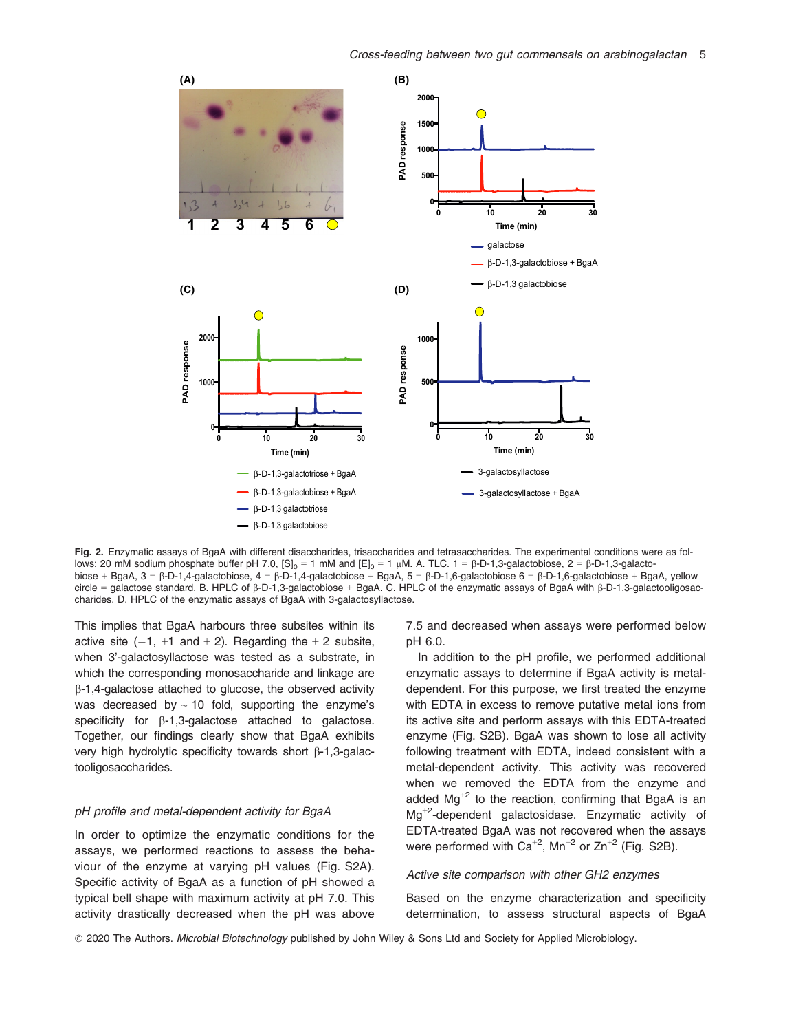**Fig. 2.** Enzymatic assays of BgaA with different disaccharides, trisaccharides and tetrasaccharides. The experimental conditions were as follows: 20 mM sodium phosphate buffer pH 7.0, $[S]_0$ = 1 mM and $[E]_0$ = 1 μM. A. TLC. 1 = β-D-1,3-galactobiose, 2 = β-D-1,3-galactobiose + BgaA, 3 = β-D-1,4-galactobiose, 4 = β-D-1,4-galactobiose + BgaA, 5 = β-D-1,6-galactobiose 6 = β-D-1,6-galactobiose + BgaA, yellow circle = galactose standard. B. HPLC of β-D-1,3-galactobiose + BgaA. C. HPLC of the enzymatic assays of BgaA with β-D-1,3-galactooligosaccharides. D. HPLC of the enzymatic assays of BgaA with 3-galactosyllactose.

This implies that BgaA harbours three subsites within its active site (−1, +1 and + 2). Regarding the + 2 subsite, when 3′-galactosyllactose was tested as a substrate, in which the corresponding monosaccharide and linkage are β-1,4-galactose attached to glucose, the observed activity was decreased by ~ 10 fold, supporting the enzyme's specificity for β-1,3-galactose attached to galactose. Together, our findings clearly show that BgaA exhibits very high hydrolytic specificity towards short β-1,3-galactooligosaccharides.

### *pH profile and metal-dependent activity for BgaA*

In order to optimize the enzymatic conditions for the assays, we performed reactions to assess the behaviour of the enzyme at varying pH values (Fig. S2A). Specific activity of BgaA as a function of pH showed a typical bell shape with maximum activity at pH 7.0. This activity drastically decreased when the pH was above 7.5 and decreased when assays were performed below pH 6.0.

In addition to the pH profile, we performed additional enzymatic assays to determine if BgaA activity is metal-dependent. For this purpose, we first treated the enzyme with EDTA in excess to remove putative metal ions from its active site and perform assays with this EDTA-treated enzyme (Fig. S2B). BgaA was shown to lose all activity following treatment with EDTA, indeed consistent with a metal-dependent activity. This activity was recovered when we removed the EDTA from the enzyme and added $Mg^{+2}$ to the reaction, confirming that BgaA is an $Mg^{+2}$-dependent galactosidase. Enzymatic activity of EDTA-treated BgaA was not recovered when the assays were performed with $Ca^{+2}$, $Mn^{+2}$ or $Zn^{+2}$ (Fig. S2B).

### *Active site comparison with other GH2 enzymes*

Based on the enzyme characterization and specificity determination, to assess structural aspects of BgaA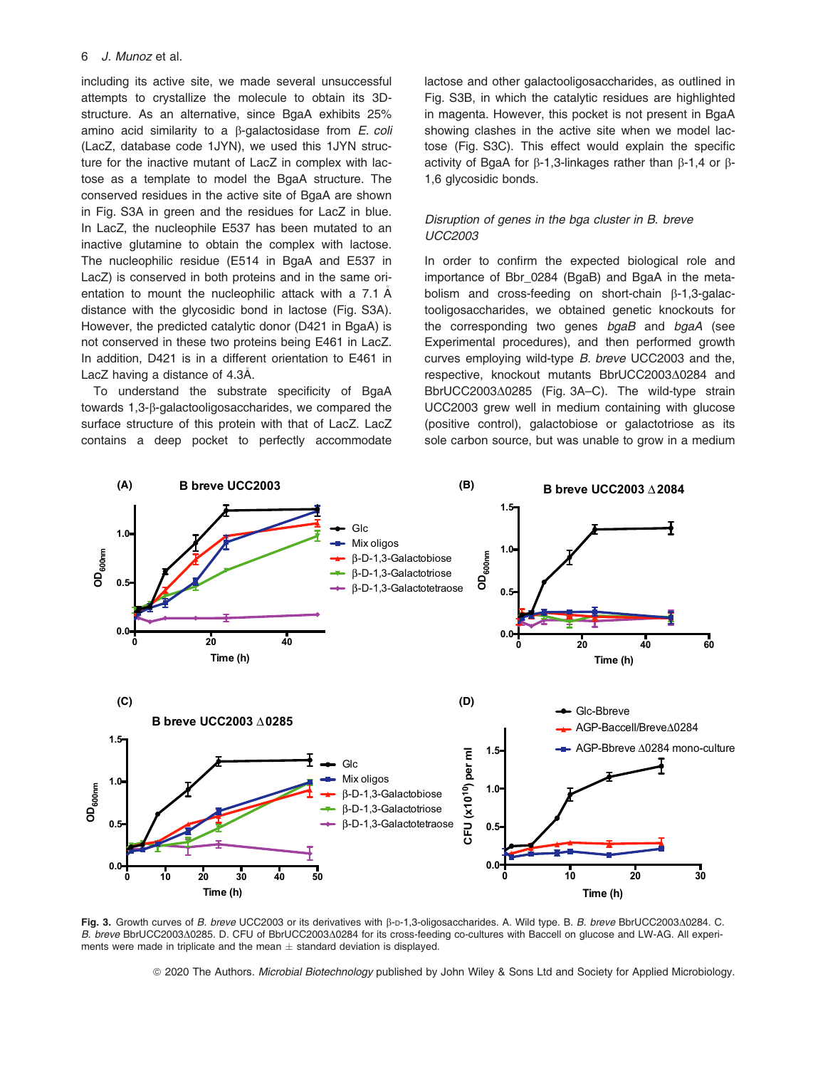including its active site, we made several unsuccessful attempts to crystallize the molecule to obtain its 3D-structure. As an alternative, since BgaA exhibits 25% amino acid similarity to a β-galactosidase from *E. coli* (LacZ, database code 1JYN), we used this 1JYN structure for the inactive mutant of LacZ in complex with lactose as a template to model the BgaA structure. The conserved residues in the active site of BgaA are shown in Fig. S3A in green and the residues for LacZ in blue. In LacZ, the nucleophile E537 has been mutated to an inactive glutamine to obtain the complex with lactose. The nucleophilic residue (E514 in BgaA and E537 in LacZ) is conserved in both proteins and in the same orientation to mount the nucleophilic attack with a 7.1 Å distance with the glycosidic bond in lactose (Fig. S3A). However, the predicted catalytic donor (D421 in BgaA) is not conserved in these two proteins being E461 in LacZ. In addition, D421 is in a different orientation to E461 in LacZ having a distance of 4.3Å.

To understand the substrate specificity of BgaA towards 1,3-β-galactooligosaccharides, we compared the surface structure of this protein with that of LacZ. LacZ contains a deep pocket to perfectly accommodate lactose and other galactooligosaccharides, as outlined in Fig. S3B, in which the catalytic residues are highlighted in magenta. However, this pocket is not present in BgaA showing clashes in the active site when we model lactose (Fig. S3C). This effect would explain the specific activity of BgaA for β-1,3-linkages rather than β-1,4 or β-1,6 glycosidic bonds.

### *Disruption of genes in the bga cluster in B. breve UCC2003*

In order to confirm the expected biological role and importance of Bbr_0284 (BgaB) and BgaA in the metabolism and cross-feeding on short-chain β-1,3-galactooligosaccharides, we obtained genetic knockouts for the corresponding two genes *bgaB* and *bgaA* (see Experimental procedures), and then performed growth curves employing wild-type *B. breve* UCC2003 and the, respective, knockout mutants BbrUCC2003Δ0284 and BbrUCC2003Δ0285 (Fig. 3A–C). The wild-type strain UCC2003 grew well in medium containing with glucose (positive control), galactobiose or galactotriose as its sole carbon source, but was unable to grow in a medium

**Fig. 3.** Growth curves of *B. breve* UCC2003 or its derivatives with β-D-1,3-oligosaccharides. A. Wild type. B. *B. breve* BbrUCC2003Δ0284. C. *B. breve* BbrUCC2003Δ0285. D. CFU of BbrUCC2003Δ0284 for its cross-feeding co-cultures with Baccell on glucose and LW-AG. All experiments were made in triplicate and the mean ± standard deviation is displayed.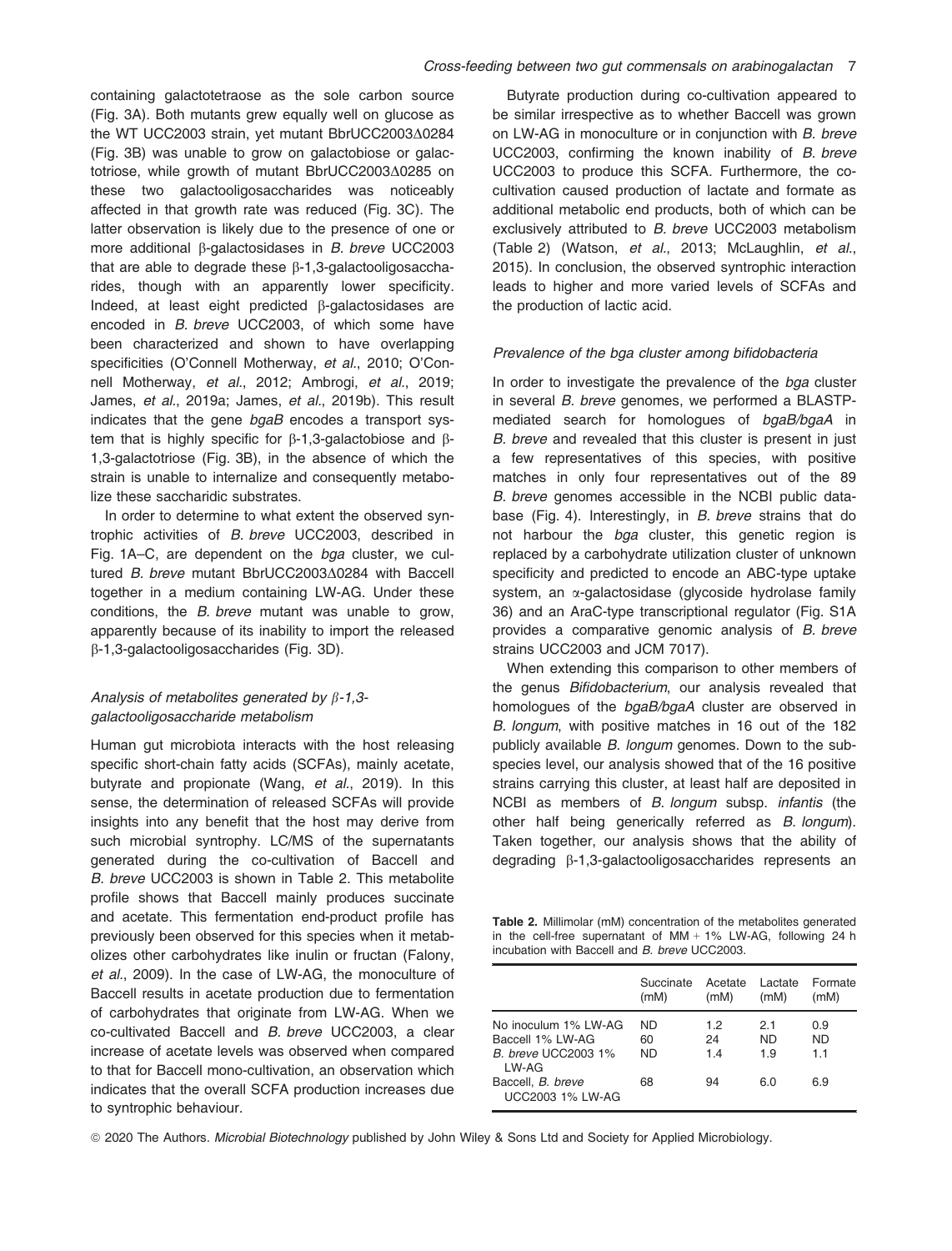containing galactotetraose as the sole carbon source (Fig. 3A). Both mutants grew equally well on glucose as the WT UCC2003 strain, yet mutant BbrUCC2003Δ0284 (Fig. 3B) was unable to grow on galactobiose or galactotriose, while growth of mutant BbrUCC2003Δ0285 on these two galactooligosaccharides was noticeably affected in that growth rate was reduced (Fig. 3C). The latter observation is likely due to the presence of one or more additional β-galactosidases in *B. breve* UCC2003 that are able to degrade these β-1,3-galactooligosaccharides, though with an apparently lower specificity. Indeed, at least eight predicted β-galactosidases are encoded in *B. breve* UCC2003, of which some have been characterized and shown to have overlapping specificities (O'Connell Motherway, *et al*., 2010; O'Connell Motherway, *et al*., 2012; Ambrogi, *et al*., 2019; James, *et al*., 2019a; James, *et al*., 2019b). This result indicates that the gene *bgaB* encodes a transport system that is highly specific for β-1,3-galactobiose and β-1,3-galactotriose (Fig. 3B), in the absence of which the strain is unable to internalize and consequently metabolize these saccharidic substrates.

In order to determine to what extent the observed syntrophic activities of *B. breve* UCC2003, described in Fig. 1A–C, are dependent on the *bga* cluster, we cultured *B. breve* mutant BbrUCC2003Δ0284 with Baccell together in a medium containing LW-AG. Under these conditions, the *B. breve* mutant was unable to grow, apparently because of its inability to import the released β-1,3-galactooligosaccharides (Fig. 3D).

### *Analysis of metabolites generated by β-1,3-galactooligosaccharide metabolism*

Human gut microbiota interacts with the host releasing specific short-chain fatty acids (SCFAs), mainly acetate, butyrate and propionate (Wang, *et al*., 2019). In this sense, the determination of released SCFAs will provide insights into any benefit that the host may derive from such microbial syntrophy. LC/MS of the supernatants generated during the co-cultivation of Baccell and *B. breve* UCC2003 is shown in Table 2. This metabolite profile shows that Baccell mainly produces succinate and acetate. This fermentation end-product profile has previously been observed for this species when it metabolizes other carbohydrates like inulin or fructan (Falony, *et al*., 2009). In the case of LW-AG, the monoculture of Baccell results in acetate production due to fermentation of carbohydrates that originate from LW-AG. When we co-cultivated Baccell and *B. breve* UCC2003, a clear increase of acetate levels was observed when compared to that for Baccell mono-cultivation, an observation which indicates that the overall SCFA production increases due to syntrophic behaviour.

Butyrate production during co-cultivation appeared to be similar irrespective as to whether Baccell was grown on LW-AG in monoculture or in conjunction with *B. breve* UCC2003, confirming the known inability of *B. breve* UCC2003 to produce this SCFA. Furthermore, the co-cultivation caused production of lactate and formate as additional metabolic end products, both of which can be exclusively attributed to *B. breve* UCC2003 metabolism (Table 2) (Watson, *et al*., 2013; McLaughlin, *et al*., 2015). In conclusion, the observed syntrophic interaction leads to higher and more varied levels of SCFAs and the production of lactic acid.

### *Prevalence of the bga cluster among bifidobacteria*

In order to investigate the prevalence of the *bga* cluster in several *B. breve* genomes, we performed a BLASTP-mediated search for homologues of *bgaB/bgaA* in *B. breve* and revealed that this cluster is present in just a few representatives of this species, with positive matches in only four representatives out of the 89 *B. breve* genomes accessible in the NCBI public database (Fig. 4). Interestingly, in *B. breve* strains that do not harbour the *bga* cluster, this genetic region is replaced by a carbohydrate utilization cluster of unknown specificity and predicted to encode an ABC-type uptake system, an α-galactosidase (glycoside hydrolase family 36) and an AraC-type transcriptional regulator (Fig. S1A provides a comparative genomic analysis of *B. breve* strains UCC2003 and JCM 7017).

When extending this comparison to other members of the genus *Bifidobacterium*, our analysis revealed that homologues of the *bgaB/bgaA* cluster are observed in *B. longum*, with positive matches in 16 out of the 182 publicly available *B. longum* genomes. Down to the subspecies level, our analysis showed that of the 16 positive strains carrying this cluster, at least half are deposited in NCBI as members of *B. longum* subsp. *infantis* (the other half being generically referred as *B. longum*). Taken together, our analysis shows that the ability of degrading β-1,3-galactooligosaccharides represents an

**Table 2.** Millimolar (mM) concentration of the metabolites generated in the cell-free supernatant of MM + 1% LW-AG, following 24 h incubation with Baccell and *B. breve* UCC2003.

| | Succinate (mM) | Acetate (mM) | Lactate (mM) | Formate (mM) |
|---|---|---|---|---|
| No inoculum 1% LW-AG | ND | 1.2 | 2.1 | 0.9 |
| Baccell 1% LW-AG | 60 | 24 | ND | ND |
| *B. breve* UCC2003 1% LW-AG | ND | 1.4 | 1.9 | 1.1 |
| Baccell, *B. breve* UCC2003 1% LW-AG | 68 | 94 | 6.0 | 6.9 |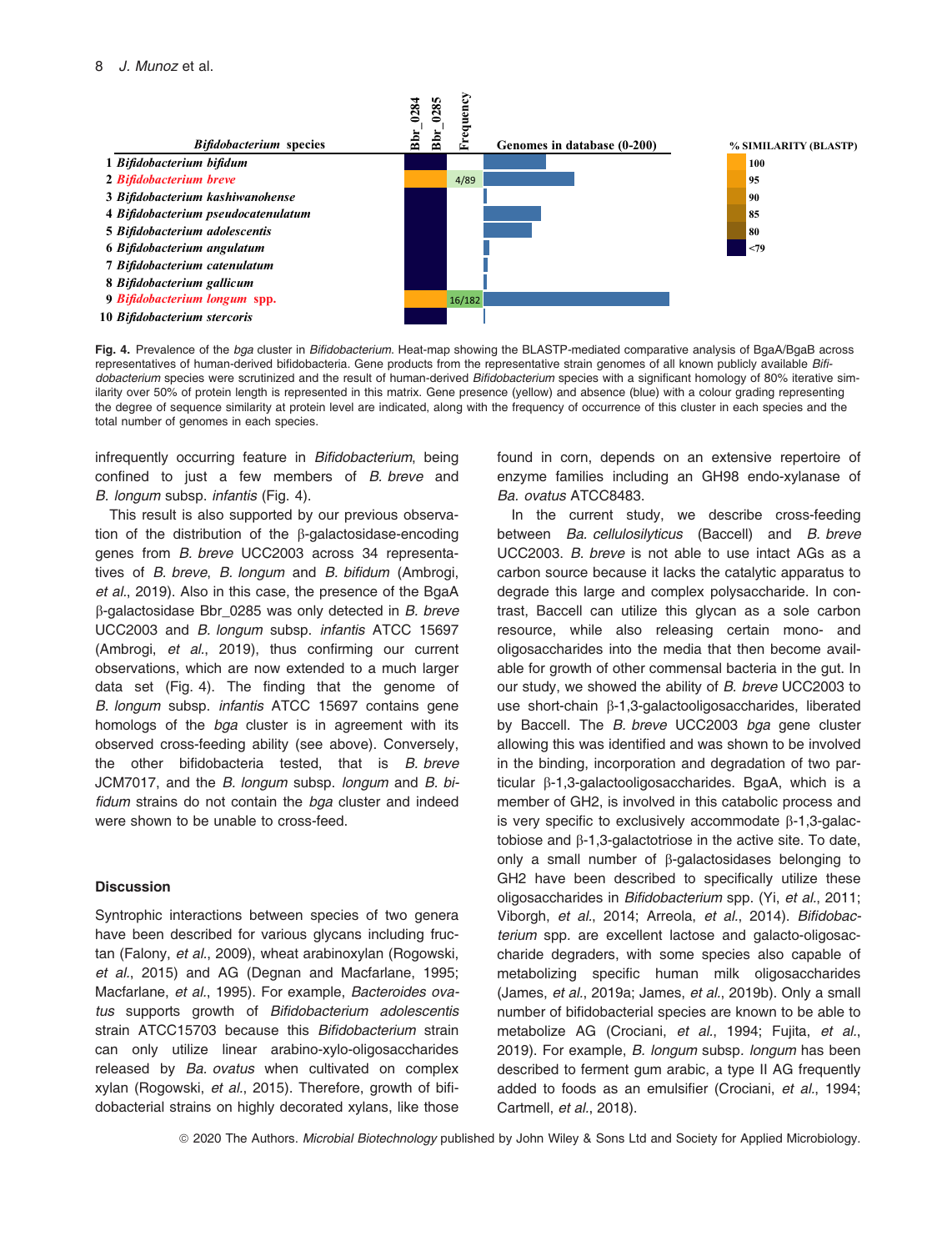| | Bifidobacterium species | Bbr_0284 | Bbr_0285 | Frequency | Genomes in database (0-200) |
|---|---|---|---|---|---|
| 1 | Bifidobacterium bifidum | | | | |
| 2 | Bifidobacterium breve | | | 4/89 | |
| 3 | Bifidobacterium kashiwanohense | | | | |
| 4 | Bifidobacterium pseudocatenulatum | | | | |
| 5 | Bifidobacterium adolescentis | | | | |
| 6 | Bifidobacterium angulatum | | | | |
| 7 | Bifidobacterium catenulatum | | | | |
| 8 | Bifidobacterium gallicum | | | | |
| 9 | Bifidobacterium longum spp. | | | 16/182 | |
| 10 | Bifidobacterium stercoris | | | | |

% SIMILARITY (BLASTP): 100, 95, 90, 85, 80, <79

**Fig. 4.** Prevalence of the *bga* cluster in *Bifidobacterium*. Heat-map showing the BLASTP-mediated comparative analysis of BgaA/BgaB across representatives of human-derived bifidobacteria. Gene products from the representative strain genomes of all known publicly available *Bifidobacterium* species were scrutinized and the result of human-derived *Bifidobacterium* species with a significant homology of 80% iterative similarity over 50% of protein length is represented in this matrix. Gene presence (yellow) and absence (blue) with a colour grading representing the degree of sequence similarity at protein level are indicated, along with the frequency of occurrence of this cluster in each species and the total number of genomes in each species.

infrequently occurring feature in *Bifidobacterium*, being confined to just a few members of *B. breve* and *B. longum* subsp. *infantis* (Fig. 4).

This result is also supported by our previous observation of the distribution of the β-galactosidase-encoding genes from *B. breve* UCC2003 across 34 representatives of *B. breve*, *B. longum* and *B. bifidum* (Ambrogi, *et al.*, 2019). Also in this case, the presence of the BgaA β-galactosidase Bbr_0285 was only detected in *B. breve* UCC2003 and *B. longum* subsp. *infantis* ATCC 15697 (Ambrogi, *et al.*, 2019), thus confirming our current observations, which are now extended to a much larger data set (Fig. 4). The finding that the genome of *B. longum* subsp. *infantis* ATCC 15697 contains gene homologs of the *bga* cluster is in agreement with its observed cross-feeding ability (see above). Conversely, the other bifidobacteria tested, that is *B. breve* JCM7017, and the *B. longum* subsp. *longum* and *B. bifidum* strains do not contain the *bga* cluster and indeed were shown to be unable to cross-feed.

## Discussion

Syntrophic interactions between species of two genera have been described for various glycans including fructan (Falony, *et al.*, 2009), wheat arabinoxylan (Rogowski, *et al.*, 2015) and AG (Degnan and Macfarlane, 1995; Macfarlane, *et al.*, 1995). For example, *Bacteroides ovatus* supports growth of *Bifidobacterium adolescentis* strain ATCC15703 because this *Bifidobacterium* strain can only utilize linear arabino-xylo-oligosaccharides released by *Ba. ovatus* when cultivated on complex xylan (Rogowski, *et al.*, 2015). Therefore, growth of bifidobacterial strains on highly decorated xylans, like those found in corn, depends on an extensive repertoire of enzyme families including an GH98 endo-xylanase of *Ba. ovatus* ATCC8483.

In the current study, we describe cross-feeding between *Ba. cellulosilyticus* (Baccell) and *B. breve* UCC2003. *B. breve* is not able to use intact AGs as a carbon source because it lacks the catalytic apparatus to degrade this large and complex polysaccharide. In contrast, Baccell can utilize this glycan as a sole carbon resource, while also releasing certain mono- and oligosaccharides into the media that then become available for growth of other commensal bacteria in the gut. In our study, we showed the ability of *B. breve* UCC2003 to use short-chain β-1,3-galactooligosaccharides, liberated by Baccell. The *B. breve* UCC2003 *bga* gene cluster allowing this was identified and was shown to be involved in the binding, incorporation and degradation of two particular β-1,3-galactooligosaccharides. BgaA, which is a member of GH2, is involved in this catabolic process and is very specific to exclusively accommodate β-1,3-galactobiose and β-1,3-galactotriose in the active site. To date, only a small number of β-galactosidases belonging to GH2 have been described to specifically utilize these oligosaccharides in *Bifidobacterium* spp. (Yi, *et al.*, 2011; Viborgh, *et al.*, 2014; Arreola, *et al.*, 2014). *Bifidobacterium* spp. are excellent lactose and galacto-oligosaccharide degraders, with some species also capable of metabolizing specific human milk oligosaccharides (James, *et al.*, 2019a; James, *et al.*, 2019b). Only a small number of bifidobacterial species are known to be able to metabolize AG (Crociani, *et al.*, 1994; Fujita, *et al.*, 2019). For example, *B. longum* subsp. *longum* has been described to ferment gum arabic, a type II AG frequently added to foods as an emulsifier (Crociani, *et al.*, 1994; Cartmell, *et al.*, 2018).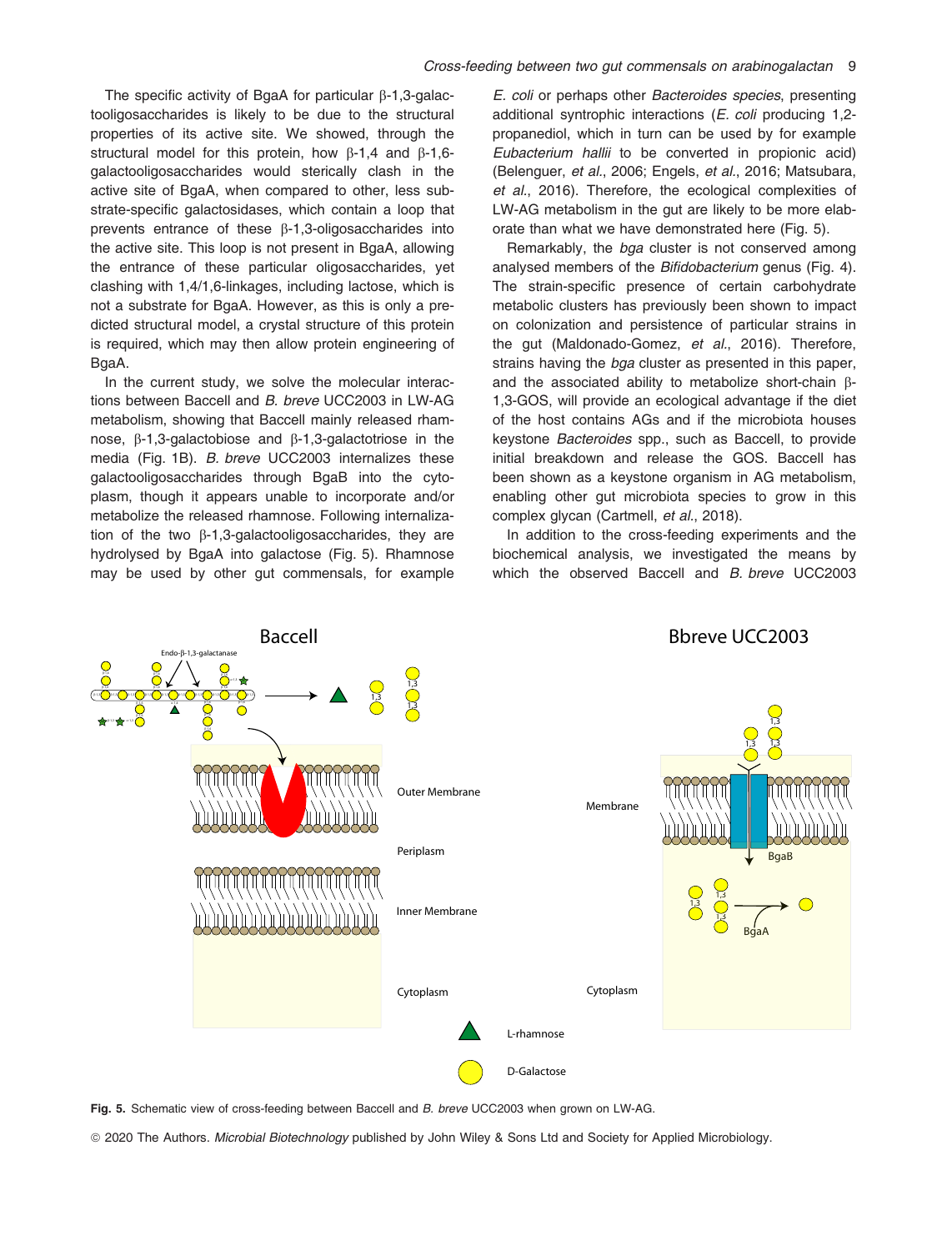The specific activity of BgaA for particular β-1,3-galactooligosaccharides is likely to be due to the structural properties of its active site. We showed, through the structural model for this protein, how β-1,4 and β-1,6-galactooligosaccharides would sterically clash in the active site of BgaA, when compared to other, less substrate-specific galactosidases, which contain a loop that prevents entrance of these β-1,3-oligosaccharides into the active site. This loop is not present in BgaA, allowing the entrance of these particular oligosaccharides, yet clashing with 1,4/1,6-linkages, including lactose, which is not a substrate for BgaA. However, as this is only a predicted structural model, a crystal structure of this protein is required, which may then allow protein engineering of BgaA.

In the current study, we solve the molecular interactions between Baccell and *B. breve* UCC2003 in LW-AG metabolism, showing that Baccell mainly released rhamnose, β-1,3-galactobiose and β-1,3-galactotriose in the media (Fig. 1B). *B. breve* UCC2003 internalizes these galactooligosaccharides through BgaB into the cytoplasm, though it appears unable to incorporate and/or metabolize the released rhamnose. Following internalization of the two β-1,3-galactooligosaccharides, they are hydrolysed by BgaA into galactose (Fig. 5). Rhamnose may be used by other gut commensals, for example *E. coli* or perhaps other *Bacteroides species*, presenting additional syntrophic interactions (*E. coli* producing 1,2-propanediol, which in turn can be used by for example *Eubacterium hallii* to be converted in propionic acid) (Belenguer, *et al.*, 2006; Engels, *et al.*, 2016; Matsubara, *et al.*, 2016). Therefore, the ecological complexities of LW-AG metabolism in the gut are likely to be more elaborate than what we have demonstrated here (Fig. 5).

Remarkably, the *bga* cluster is not conserved among analysed members of the *Bifidobacterium* genus (Fig. 4). The strain-specific presence of certain carbohydrate metabolic clusters has previously been shown to impact on colonization and persistence of particular strains in the gut (Maldonado-Gomez, *et al.*, 2016). Therefore, strains having the *bga* cluster as presented in this paper, and the associated ability to metabolize short-chain β-1,3-GOS, will provide an ecological advantage if the diet of the host contains AGs and if the microbiota houses keystone *Bacteroides* spp., such as Baccell, to provide initial breakdown and release the GOS. Baccell has been shown as a keystone organism in AG metabolism, enabling other gut microbiota species to grow in this complex glycan (Cartmell, *et al.*, 2018).

In addition to the cross-feeding experiments and the biochemical analysis, we investigated the means by which the observed Baccell and *B. breve* UCC2003

**Fig. 5.** Schematic view of cross-feeding between Baccell and *B. breve* UCC2003 when grown on LW-AG.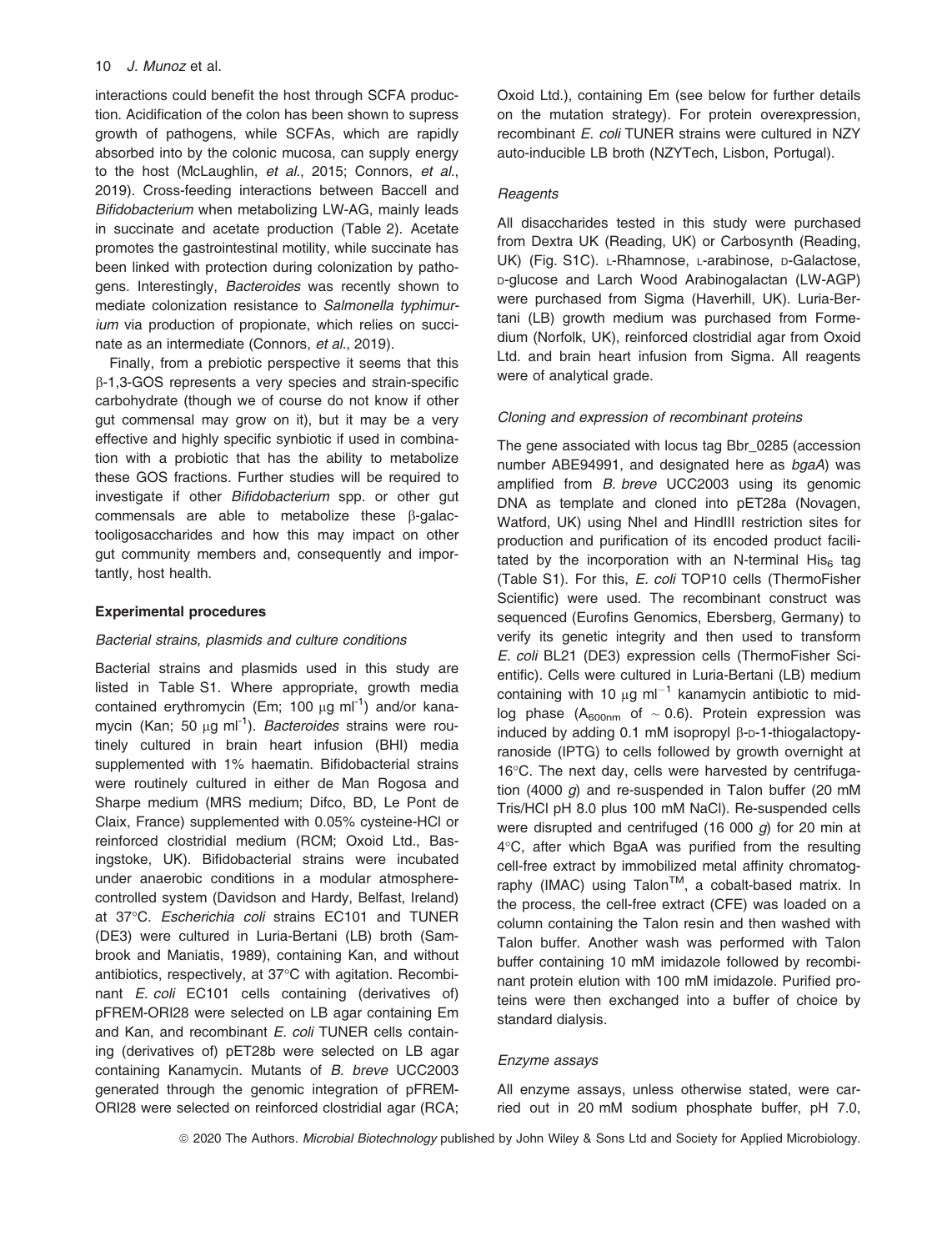interactions could benefit the host through SCFA production. Acidification of the colon has been shown to supress growth of pathogens, while SCFAs, which are rapidly absorbed into by the colonic mucosa, can supply energy to the host (McLaughlin, *et al*., 2015; Connors, *et al*., 2019). Cross-feeding interactions between Baccell and *Bifidobacterium* when metabolizing LW-AG, mainly leads in succinate and acetate production (Table 2). Acetate promotes the gastrointestinal motility, while succinate has been linked with protection during colonization by pathogens. Interestingly, *Bacteroides* was recently shown to mediate colonization resistance to *Salmonella typhimurium* via production of propionate, which relies on succinate as an intermediate (Connors, *et al*., 2019).

Finally, from a prebiotic perspective it seems that this β-1,3-GOS represents a very species and strain-specific carbohydrate (though we of course do not know if other gut commensal may grow on it), but it may be a very effective and highly specific synbiotic if used in combination with a probiotic that has the ability to metabolize these GOS fractions. Further studies will be required to investigate if other *Bifidobacterium* spp. or other gut commensals are able to metabolize these β-galactooligosaccharides and how this may impact on other gut community members and, consequently and importantly, host health.

## Experimental procedures

### *Bacterial strains, plasmids and culture conditions*

Bacterial strains and plasmids used in this study are listed in Table S1. Where appropriate, growth media contained erythromycin (Em; 100 μg ml$^{-1}$) and/or kanamycin (Kan; 50 μg ml$^{-1}$). *Bacteroides* strains were routinely cultured in brain heart infusion (BHI) media supplemented with 1% haematin. Bifidobacterial strains were routinely cultured in either de Man Rogosa and Sharpe medium (MRS medium; Difco, BD, Le Pont de Claix, France) supplemented with 0.05% cysteine-HCl or reinforced clostridial medium (RCM; Oxoid Ltd., Basingstoke, UK). Bifidobacterial strains were incubated under anaerobic conditions in a modular atmosphere-controlled system (Davidson and Hardy, Belfast, Ireland) at 37°C. *Escherichia coli* strains EC101 and TUNER (DE3) were cultured in Luria-Bertani (LB) broth (Sambrook and Maniatis, 1989), containing Kan, and without antibiotics, respectively, at 37°C with agitation. Recombinant *E. coli* EC101 cells containing (derivatives of) pFREM-ORI28 were selected on LB agar containing Em and Kan, and recombinant *E. coli* TUNER cells containing (derivatives of) pET28b were selected on LB agar containing Kanamycin. Mutants of *B. breve* UCC2003 generated through the genomic integration of pFREM-ORI28 were selected on reinforced clostridial agar (RCA; Oxoid Ltd.), containing Em (see below for further details on the mutation strategy). For protein overexpression, recombinant *E. coli* TUNER strains were cultured in NZY auto-inducible LB broth (NZYTech, Lisbon, Portugal).

### *Reagents*

All disaccharides tested in this study were purchased from Dextra UK (Reading, UK) or Carbosynth (Reading, UK) (Fig. S1C). L-Rhamnose, L-arabinose, D-Galactose, D-glucose and Larch Wood Arabinogalactan (LW-AGP) were purchased from Sigma (Haverhill, UK). Luria-Bertani (LB) growth medium was purchased from Formedium (Norfolk, UK), reinforced clostridial agar from Oxoid Ltd. and brain heart infusion from Sigma. All reagents were of analytical grade.

### *Cloning and expression of recombinant proteins*

The gene associated with locus tag Bbr_0285 (accession number ABE94991, and designated here as *bgaA*) was amplified from *B. breve* UCC2003 using its genomic DNA as template and cloned into pET28a (Novagen, Watford, UK) using NheI and HindIII restriction sites for production and purification of its encoded product facilitated by the incorporation with an N-terminal $His_6$ tag (Table S1). For this, *E. coli* TOP10 cells (ThermoFisher Scientific) were used. The recombinant construct was sequenced (Eurofins Genomics, Ebersberg, Germany) to verify its genetic integrity and then used to transform *E. coli* BL21 (DE3) expression cells (ThermoFisher Scientific). Cells were cultured in Luria-Bertani (LB) medium containing with 10 μg ml$^{-1}$ kanamycin antibiotic to mid-log phase ($A_{600nm}$ of ~ 0.6). Protein expression was induced by adding 0.1 mM isopropyl β-D-1-thiogalactopyranoside (IPTG) to cells followed by growth overnight at 16°C. The next day, cells were harvested by centrifugation (4000 *g*) and re-suspended in Talon buffer (20 mM Tris/HCl pH 8.0 plus 100 mM NaCl). Re-suspended cells were disrupted and centrifuged (16 000 *g*) for 20 min at 4°C, after which BgaA was purified from the resulting cell-free extract by immobilized metal affinity chromatography (IMAC) using Talon™, a cobalt-based matrix. In the process, the cell-free extract (CFE) was loaded on a column containing the Talon resin and then washed with Talon buffer. Another wash was performed with Talon buffer containing 10 mM imidazole followed by recombinant protein elution with 100 mM imidazole. Purified proteins were then exchanged into a buffer of choice by standard dialysis.

### *Enzyme assays*

All enzyme assays, unless otherwise stated, were carried out in 20 mM sodium phosphate buffer, pH 7.0,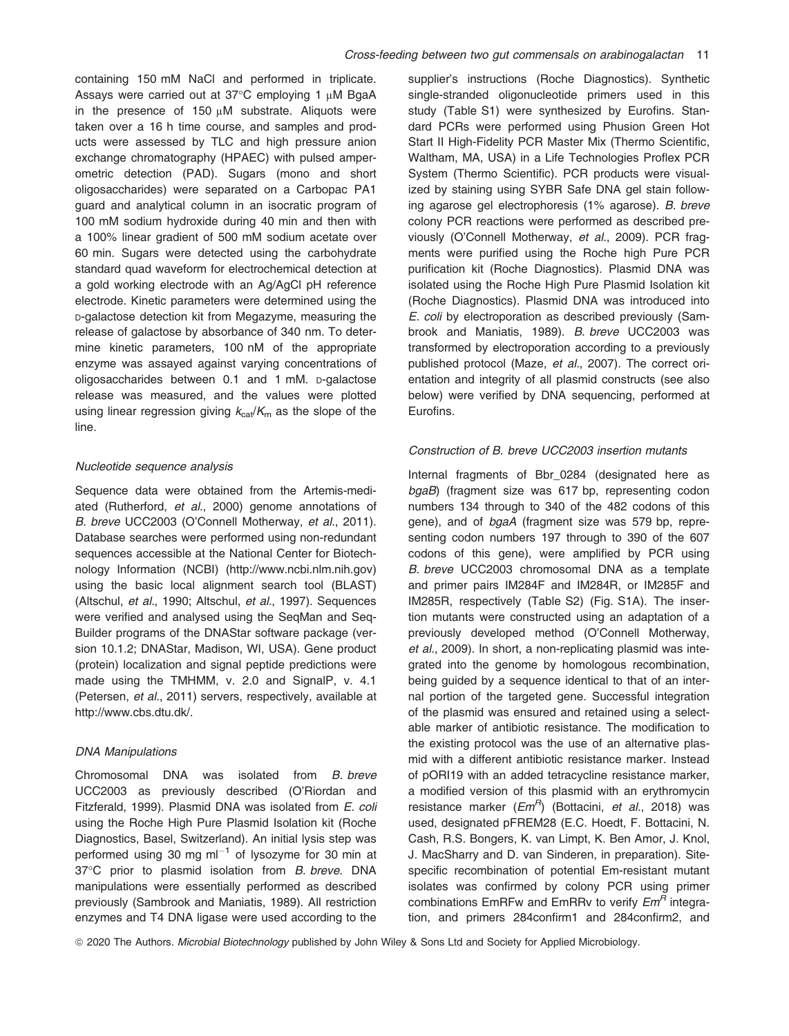containing 150 mM NaCl and performed in triplicate. Assays were carried out at 37°C employing 1 μM BgaA in the presence of 150 μM substrate. Aliquots were taken over a 16 h time course, and samples and products were assessed by TLC and high pressure anion exchange chromatography (HPAEC) with pulsed amperometric detection (PAD). Sugars (mono and short oligosaccharides) were separated on a Carbopac PA1 guard and analytical column in an isocratic program of 100 mM sodium hydroxide during 40 min and then with a 100% linear gradient of 500 mM sodium acetate over 60 min. Sugars were detected using the carbohydrate standard quad waveform for electrochemical detection at a gold working electrode with an Ag/AgCl pH reference electrode. Kinetic parameters were determined using the D-galactose detection kit from Megazyme, measuring the release of galactose by absorbance of 340 nm. To determine kinetic parameters, 100 nM of the appropriate enzyme was assayed against varying concentrations of oligosaccharides between 0.1 and 1 mM. D-galactose release was measured, and the values were plotted using linear regression giving $k_{cat}/K_m$ as the slope of the line.

### Nucleotide sequence analysis

Sequence data were obtained from the Artemis-mediated (Rutherford, *et al*., 2000) genome annotations of *B. breve* UCC2003 (O'Connell Motherway, *et al*., 2011). Database searches were performed using non-redundant sequences accessible at the National Center for Biotechnology Information (NCBI) (http://www.ncbi.nlm.nih.gov) using the basic local alignment search tool (BLAST) (Altschul, *et al*., 1990; Altschul, *et al*., 1997). Sequences were verified and analysed using the SeqMan and SeqBuilder programs of the DNAStar software package (version 10.1.2; DNAStar, Madison, WI, USA). Gene product (protein) localization and signal peptide predictions were made using the TMHMM, v. 2.0 and SignalP, v. 4.1 (Petersen, *et al*., 2011) servers, respectively, available at http://www.cbs.dtu.dk/.

### DNA Manipulations

Chromosomal DNA was isolated from *B. breve* UCC2003 as previously described (O'Riordan and Fitzferald, 1999). Plasmid DNA was isolated from *E. coli* using the Roche High Pure Plasmid Isolation kit (Roche Diagnostics, Basel, Switzerland). An initial lysis step was performed using 30 mg ml$^{-1}$ of lysozyme for 30 min at 37°C prior to plasmid isolation from *B. breve*. DNA manipulations were essentially performed as described previously (Sambrook and Maniatis, 1989). All restriction enzymes and T4 DNA ligase were used according to the supplier's instructions (Roche Diagnostics). Synthetic single-stranded oligonucleotide primers used in this study (Table S1) were synthesized by Eurofins. Standard PCRs were performed using Phusion Green Hot Start II High-Fidelity PCR Master Mix (Thermo Scientific, Waltham, MA, USA) in a Life Technologies Proflex PCR System (Thermo Scientific). PCR products were visualized by staining using SYBR Safe DNA gel stain following agarose gel electrophoresis (1% agarose). *B. breve* colony PCR reactions were performed as described previously (O'Connell Motherway, *et al*., 2009). PCR fragments were purified using the Roche high Pure PCR purification kit (Roche Diagnostics). Plasmid DNA was isolated using the Roche High Pure Plasmid Isolation kit (Roche Diagnostics). Plasmid DNA was introduced into *E. coli* by electroporation as described previously (Sambrook and Maniatis, 1989). *B. breve* UCC2003 was transformed by electroporation according to a previously published protocol (Maze, *et al*., 2007). The correct orientation and integrity of all plasmid constructs (see also below) were verified by DNA sequencing, performed at Eurofins.

### Construction of B. breve UCC2003 insertion mutants

Internal fragments of Bbr_0284 (designated here as *bgaB*) (fragment size was 617 bp, representing codon numbers 134 through to 340 of the 482 codons of this gene), and of *bgaA* (fragment size was 579 bp, representing codon numbers 197 through to 390 of the 607 codons of this gene), were amplified by PCR using *B. breve* UCC2003 chromosomal DNA as a template and primer pairs IM284F and IM284R, or IM285F and IM285R, respectively (Table S2) (Fig. S1A). The insertion mutants were constructed using an adaptation of a previously developed method (O'Connell Motherway, *et al*., 2009). In short, a non-replicating plasmid was integrated into the genome by homologous recombination, being guided by a sequence identical to that of an internal portion of the targeted gene. Successful integration of the plasmid was ensured and retained using a selectable marker of antibiotic resistance. The modification to the existing protocol was the use of an alternative plasmid with a different antibiotic resistance marker. Instead of pORI19 with an added tetracycline resistance marker, a modified version of this plasmid with an erythromycin resistance marker ($Em^R$) (Bottacini, *et al*., 2018) was used, designated pFREM28 (E.C. Hoedt, F. Bottacini, N. Cash, R.S. Bongers, K. van Limpt, K. Ben Amor, J. Knol, J. MacSharry and D. van Sinderen, in preparation). Site-specific recombination of potential Em-resistant mutant isolates was confirmed by colony PCR using primer combinations EmRFw and EmRRv to verify $Em^R$ integration, and primers 284confirm1 and 284confirm2, and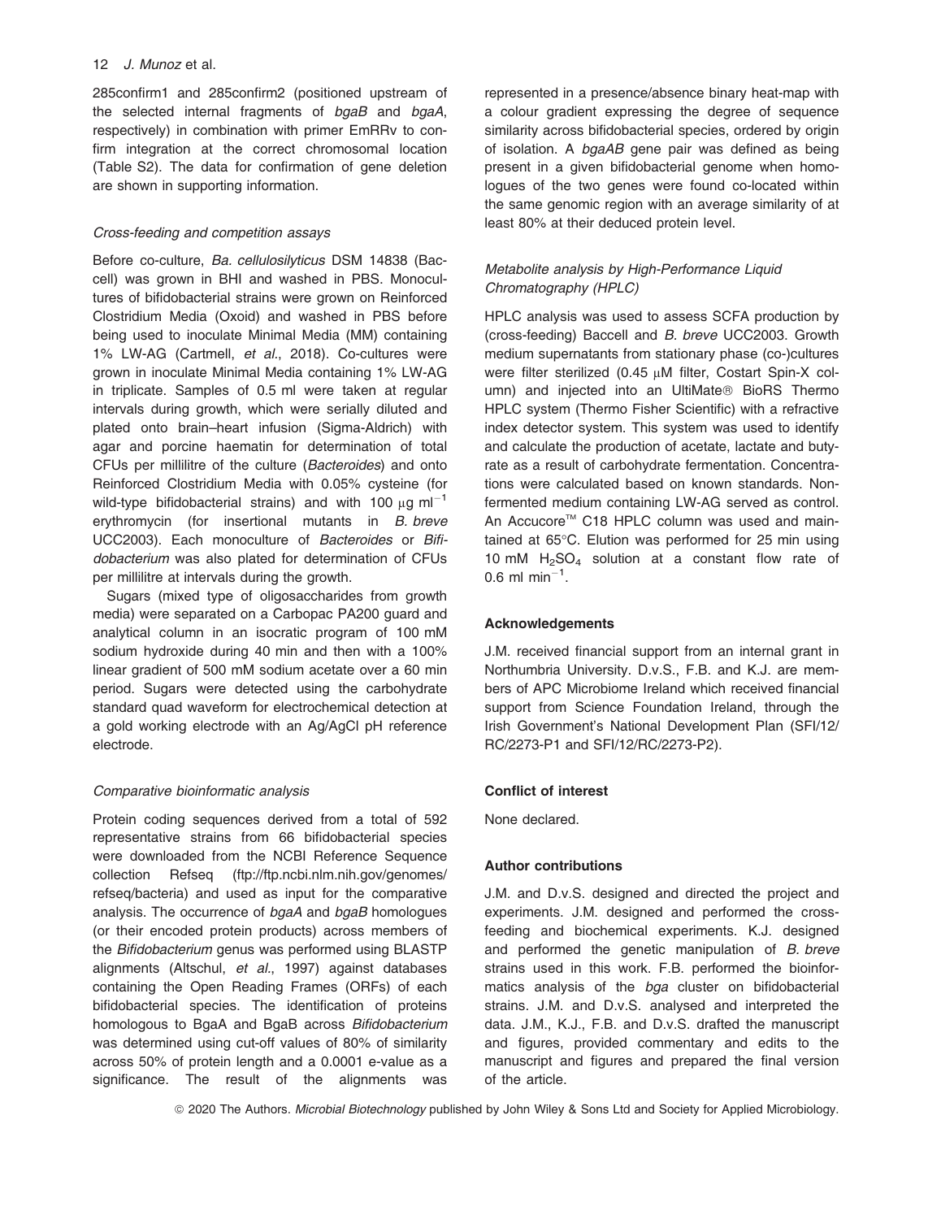285confirm1 and 285confirm2 (positioned upstream of the selected internal fragments of *bgaB* and *bgaA*, respectively) in combination with primer EmRRv to confirm integration at the correct chromosomal location (Table S2). The data for confirmation of gene deletion are shown in supporting information.

### *Cross-feeding and competition assays*

Before co-culture, *Ba. cellulosilyticus* DSM 14838 (Baccell) was grown in BHI and washed in PBS. Monocultures of bifidobacterial strains were grown on Reinforced Clostridium Media (Oxoid) and washed in PBS before being used to inoculate Minimal Media (MM) containing 1% LW-AG (Cartmell, *et al*., 2018). Co-cultures were grown in inoculate Minimal Media containing 1% LW-AG in triplicate. Samples of 0.5 ml were taken at regular intervals during growth, which were serially diluted and plated onto brain–heart infusion (Sigma-Aldrich) with agar and porcine haematin for determination of total CFUs per millilitre of the culture (*Bacteroides*) and onto Reinforced Clostridium Media with 0.05% cysteine (for wild-type bifidobacterial strains) and with 100 μg ml$^{-1}$ erythromycin (for insertional mutants in *B. breve* UCC2003). Each monoculture of *Bacteroides* or *Bifidobacterium* was also plated for determination of CFUs per millilitre at intervals during the growth.

Sugars (mixed type of oligosaccharides from growth media) were separated on a Carbopac PA200 guard and analytical column in an isocratic program of 100 mM sodium hydroxide during 40 min and then with a 100% linear gradient of 500 mM sodium acetate over a 60 min period. Sugars were detected using the carbohydrate standard quad waveform for electrochemical detection at a gold working electrode with an Ag/AgCl pH reference electrode.

### *Comparative bioinformatic analysis*

Protein coding sequences derived from a total of 592 representative strains from 66 bifidobacterial species were downloaded from the NCBI Reference Sequence collection Refseq (ftp://ftp.ncbi.nlm.nih.gov/genomes/refseq/bacteria) and used as input for the comparative analysis. The occurrence of *bgaA* and *bgaB* homologues (or their encoded protein products) across members of the *Bifidobacterium* genus was performed using BLASTP alignments (Altschul, *et al*., 1997) against databases containing the Open Reading Frames (ORFs) of each bifidobacterial species. The identification of proteins homologous to BgaA and BgaB across *Bifidobacterium* was determined using cut-off values of 80% of similarity across 50% of protein length and a 0.0001 e-value as a significance. The result of the alignments was represented in a presence/absence binary heat-map with a colour gradient expressing the degree of sequence similarity across bifidobacterial species, ordered by origin of isolation. A *bgaAB* gene pair was defined as being present in a given bifidobacterial genome when homologues of the two genes were found co-located within the same genomic region with an average similarity of at least 80% at their deduced protein level.

### *Metabolite analysis by High-Performance Liquid Chromatography (HPLC)*

HPLC analysis was used to assess SCFA production by (cross-feeding) Baccell and *B. breve* UCC2003. Growth medium supernatants from stationary phase (co-)cultures were filter sterilized (0.45 μM filter, Costart Spin-X column) and injected into an UltiMate® BioRS Thermo HPLC system (Thermo Fisher Scientific) with a refractive index detector system. This system was used to identify and calculate the production of acetate, lactate and butyrate as a result of carbohydrate fermentation. Concentrations were calculated based on known standards. Nonfermented medium containing LW-AG served as control. An Accucore™ C18 HPLC column was used and maintained at 65°C. Elution was performed for 25 min using 10 mM $H_2SO_4$ solution at a constant flow rate of 0.6 ml min$^{-1}$.

## Acknowledgements

J.M. received financial support from an internal grant in Northumbria University. D.v.S., F.B. and K.J. are members of APC Microbiome Ireland which received financial support from Science Foundation Ireland, through the Irish Government's National Development Plan (SFI/12/RC/2273-P1 and SFI/12/RC/2273-P2).

## Conflict of interest

None declared.

## Author contributions

J.M. and D.v.S. designed and directed the project and experiments. J.M. designed and performed the cross-feeding and biochemical experiments. K.J. designed and performed the genetic manipulation of *B. breve* strains used in this work. F.B. performed the bioinformatics analysis of the *bga* cluster on bifidobacterial strains. J.M. and D.v.S. analysed and interpreted the data. J.M., K.J., F.B. and D.v.S. drafted the manuscript and figures, provided commentary and edits to the manuscript and figures and prepared the final version of the article.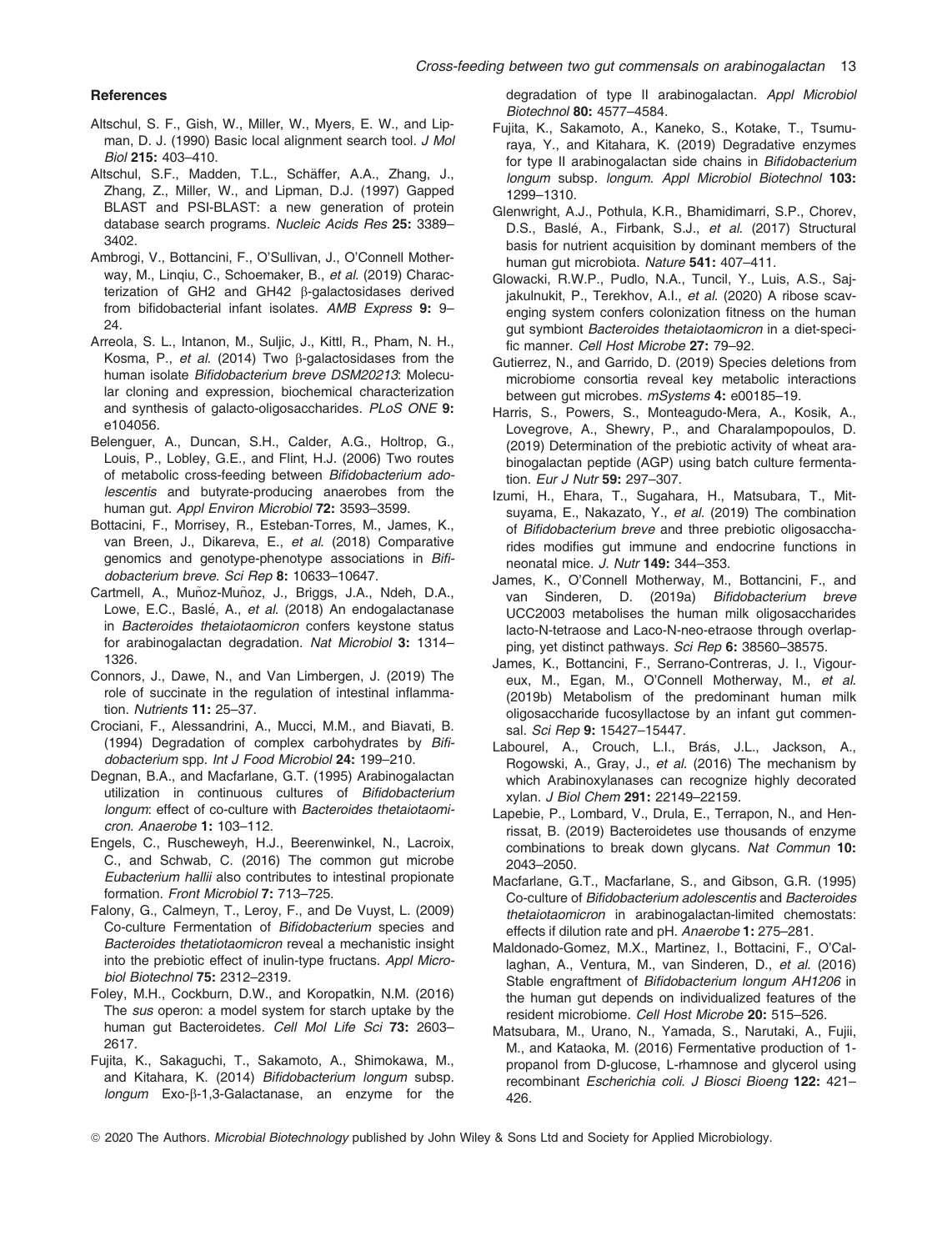## References

Altschul, S. F., Gish, W., Miller, W., Myers, E. W., and Lipman, D. J. (1990) Basic local alignment search tool. *J Mol Biol* **215:** 403–410.

Altschul, S.F., Madden, T.L., Schäffer, A.A., Zhang, J., Zhang, Z., Miller, W., and Lipman, D.J. (1997) Gapped BLAST and PSI-BLAST: a new generation of protein database search programs. *Nucleic Acids Res* **25:** 3389–3402.

Ambrogi, V., Bottancini, F., O'Sullivan, J., O'Connell Motherway, M., Linqiu, C., Schoemaker, B., *et al.* (2019) Characterization of GH2 and GH42 β-galactosidases derived from bifidobacterial infant isolates. *AMB Express* **9:** 9–24.

Arreola, S. L., Intanon, M., Suljic, J., Kittl, R., Pham, N. H., Kosma, P., *et al.* (2014) Two β-galactosidases from the human isolate *Bifidobacterium breve DSM20213*: Molecular cloning and expression, biochemical characterization and synthesis of galacto-oligosaccharides. *PLoS ONE* **9:** e104056.

Belenguer, A., Duncan, S.H., Calder, A.G., Holtrop, G., Louis, P., Lobley, G.E., and Flint, H.J. (2006) Two routes of metabolic cross-feeding between *Bifidobacterium adolescentis* and butyrate-producing anaerobes from the human gut. *Appl Environ Microbiol* **72:** 3593–3599.

Bottacini, F., Morrisey, R., Esteban-Torres, M., James, K., van Breen, J., Dikareva, E., *et al.* (2018) Comparative genomics and genotype-phenotype associations in *Bifidobacterium breve*. *Sci Rep* **8:** 10633–10647.

Cartmell, A., Muñoz-Muñoz, J., Briggs, J.A., Ndeh, D.A., Lowe, E.C., Baslé, A., *et al.* (2018) An endogalactanase in *Bacteroides thetaiotaomicron* confers keystone status for arabinogalactan degradation. *Nat Microbiol* **3:** 1314–1326.

Connors, J., Dawe, N., and Van Limbergen, J. (2019) The role of succinate in the regulation of intestinal inflammation. *Nutrients* **11:** 25–37.

Crociani, F., Alessandrini, A., Mucci, M.M., and Biavati, B. (1994) Degradation of complex carbohydrates by *Bifidobacterium* spp. *Int J Food Microbiol* **24:** 199–210.

Degnan, B.A., and Macfarlane, G.T. (1995) Arabinogalactan utilization in continuous cultures of *Bifidobacterium longum*: effect of co-culture with *Bacteroides thetaiotaomicron*. *Anaerobe* **1:** 103–112.

Engels, C., Ruscheweyh, H.J., Beerenwinkel, N., Lacroix, C., and Schwab, C. (2016) The common gut microbe *Eubacterium hallii* also contributes to intestinal propionate formation. *Front Microbiol* **7:** 713–725.

Falony, G., Calmeyn, T., Leroy, F., and De Vuyst, L. (2009) Co-culture Fermentation of *Bifidobacterium* species and *Bacteroides thetatiotaomicron* reveal a mechanistic insight into the prebiotic effect of inulin-type fructans. *Appl Microbiol Biotechnol* **75:** 2312–2319.

Foley, M.H., Cockburn, D.W., and Koropatkin, N.M. (2016) The *sus* operon: a model system for starch uptake by the human gut Bacteroidetes. *Cell Mol Life Sci* **73:** 2603–2617.

Fujita, K., Sakaguchi, T., Sakamoto, A., Shimokawa, M., and Kitahara, K. (2014) *Bifidobacterium longum* subsp. *longum* Exo-β-1,3-Galactanase, an enzyme for the degradation of type II arabinogalactan. *Appl Microbiol Biotechnol* **80:** 4577–4584.

Fujita, K., Sakamoto, A., Kaneko, S., Kotake, T., Tsumuraya, Y., and Kitahara, K. (2019) Degradative enzymes for type II arabinogalactan side chains in *Bifidobacterium longum* subsp. *longum*. *Appl Microbiol Biotechnol* **103:** 1299–1310.

Glenwright, A.J., Pothula, K.R., Bhamidimarri, S.P., Chorev, D.S., Baslé, A., Firbank, S.J., *et al.* (2017) Structural basis for nutrient acquisition by dominant members of the human gut microbiota. *Nature* **541:** 407–411.

Glowacki, R.W.P., Pudlo, N.A., Tuncil, Y., Luis, A.S., Sajjakulnukit, P., Terekhov, A.I., *et al.* (2020) A ribose scavenging system confers colonization fitness on the human gut symbiont *Bacteroides thetaiotaomicron* in a diet-specific manner. *Cell Host Microbe* **27:** 79–92.

Gutierrez, N., and Garrido, D. (2019) Species deletions from microbiome consortia reveal key metabolic interactions between gut microbes. *mSystems* **4:** e00185–19.

Harris, S., Powers, S., Monteagudo-Mera, A., Kosik, A., Lovegrove, A., Shewry, P., and Charalampopoulos, D. (2019) Determination of the prebiotic activity of wheat arabinogalactan peptide (AGP) using batch culture fermentation. *Eur J Nutr* **59:** 297–307.

Izumi, H., Ehara, T., Sugahara, H., Matsubara, T., Mitsuyama, E., Nakazato, Y., *et al.* (2019) The combination of *Bifidobacterium breve* and three prebiotic oligosaccharides modifies gut immune and endocrine functions in neonatal mice. *J. Nutr* **149:** 344–353.

James, K., O'Connell Motherway, M., Bottancini, F., and van Sinderen, D. (2019a) *Bifidobacterium breve* UCC2003 metabolises the human milk oligosaccharides lacto-N-tetraose and Laco-N-neo-etraose through overlapping, yet distinct pathways. *Sci Rep* **6:** 38560–38575.

James, K., Bottancini, F., Serrano-Contreras, J. I., Vigoureux, M., Egan, M., O'Connell Motherway, M., *et al.* (2019b) Metabolism of the predominant human milk oligosaccharide fucosyllactose by an infant gut commensal. *Sci Rep* **9:** 15427–15447.

Labourel, A., Crouch, L.I., Brás, J.L., Jackson, A., Rogowski, A., Gray, J., *et al.* (2016) The mechanism by which Arabinoxylanases can recognize highly decorated xylan. *J Biol Chem* **291:** 22149–22159.

Lapebie, P., Lombard, V., Drula, E., Terrapon, N., and Henrissat, B. (2019) Bacteroidetes use thousands of enzyme combinations to break down glycans. *Nat Commun* **10:** 2043–2050.

Macfarlane, G.T., Macfarlane, S., and Gibson, G.R. (1995) Co-culture of *Bifidobacterium adolescentis* and *Bacteroides thetaiotaomicron* in arabinogalactan-limited chemostats: effects if dilution rate and pH. *Anaerobe* **1:** 275–281.

Maldonado-Gomez, M.X., Martinez, I., Bottacini, F., O'Callaghan, A., Ventura, M., van Sinderen, D., *et al.* (2016) Stable engraftment of *Bifidobacterium longum AH1206* in the human gut depends on individualized features of the resident microbiome. *Cell Host Microbe* **20:** 515–526.

Matsubara, M., Urano, N., Yamada, S., Narutaki, A., Fujii, M., and Kataoka, M. (2016) Fermentative production of 1-propanol from D-glucose, L-rhamnose and glycerol using recombinant *Escherichia coli*. *J Biosci Bioeng* **122:** 421–426.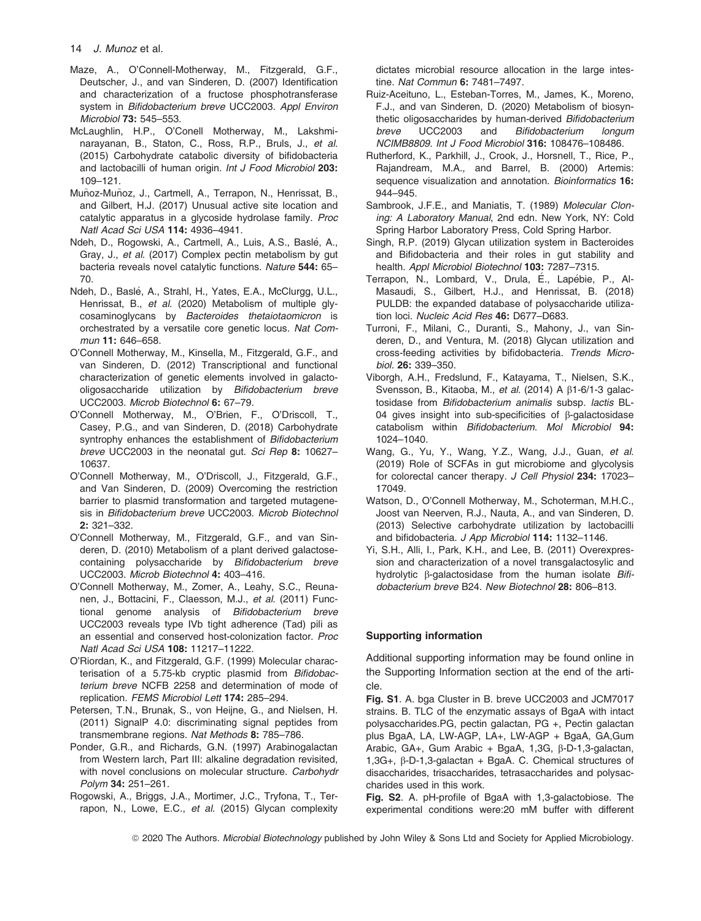Maze, A., O'Connell-Motherway, M., Fitzgerald, G.F., Deutscher, J., and van Sinderen, D. (2007) Identification and characterization of a fructose phosphotransferase system in *Bifidobacterium breve* UCC2003. *Appl Environ Microbiol* **73:** 545–553.

McLaughlin, H.P., O'Conell Motherway, M., Lakshminarayanan, B., Staton, C., Ross, R.P., Bruls, J., *et al.* (2015) Carbohydrate catabolic diversity of bifidobacteria and lactobacilli of human origin. *Int J Food Microbiol* **203:** 109–121.

Muñoz-Muñoz, J., Cartmell, A., Terrapon, N., Henrissat, B., and Gilbert, H.J. (2017) Unusual active site location and catalytic apparatus in a glycoside hydrolase family. *Proc Natl Acad Sci USA* **114:** 4936–4941.

Ndeh, D., Rogowski, A., Cartmell, A., Luis, A.S., Baslé, A., Gray, J., *et al.* (2017) Complex pectin metabolism by gut bacteria reveals novel catalytic functions. *Nature* **544:** 65–70.

Ndeh, D., Baslé, A., Strahl, H., Yates, E.A., McClurgg, U.L., Henrissat, B., *et al.* (2020) Metabolism of multiple glycosaminoglycans by *Bacteroides thetaiotaomicron* is orchestrated by a versatile core genetic locus. *Nat Commun* **11:** 646–658.

O'Connell Motherway, M., Kinsella, M., Fitzgerald, G.F., and van Sinderen, D. (2012) Transcriptional and functional characterization of genetic elements involved in galacto-oligosaccharide utilization by *Bifidobacterium breve* UCC2003. *Microb Biotechnol* **6:** 67–79.

O'Connell Motherway, M., O'Brien, F., O'Driscoll, T., Casey, P.G., and van Sinderen, D. (2018) Carbohydrate syntrophy enhances the establishment of *Bifidobacterium breve* UCC2003 in the neonatal gut. *Sci Rep* **8:** 10627–10637.

O'Connell Motherway, M., O'Driscoll, J., Fitzgerald, G.F., and Van Sinderen, D. (2009) Overcoming the restriction barrier to plasmid transformation and targeted mutagenesis in *Bifidobacterium breve* UCC2003. *Microb Biotechnol* **2:** 321–332.

O'Connell Motherway, M., Fitzgerald, G.F., and van Sinderen, D. (2010) Metabolism of a plant derived galactose-containing polysaccharide by *Bifidobacterium breve* UCC2003. *Microb Biotechnol* **4:** 403–416.

O'Connell Motherway, M., Zomer, A., Leahy, S.C., Reunanen, J., Bottacini, F., Claesson, M.J., *et al.* (2011) Functional genome analysis of *Bifidobacterium breve* UCC2003 reveals type IVb tight adherence (Tad) pili as an essential and conserved host-colonization factor. *Proc Natl Acad Sci USA* **108:** 11217–11222.

O'Riordan, K., and Fitzgerald, G.F. (1999) Molecular characterisation of a 5.75-kb cryptic plasmid from *Bifidobacterium breve* NCFB 2258 and determination of mode of replication. *FEMS Microbiol Lett* **174:** 285–294.

Petersen, T.N., Brunak, S., von Heijne, G., and Nielsen, H. (2011) SignalP 4.0: discriminating signal peptides from transmembrane regions. *Nat Methods* **8:** 785–786.

Ponder, G.R., and Richards, G.N. (1997) Arabinogalactan from Western larch, Part III: alkaline degradation revisited, with novel conclusions on molecular structure. *Carbohydr Polym* **34:** 251–261.

Rogowski, A., Briggs, J.A., Mortimer, J.C., Tryfona, T., Terrapon, N., Lowe, E.C., *et al.* (2015) Glycan complexity dictates microbial resource allocation in the large intestine. *Nat Commun* **6:** 7481–7497.

Ruiz-Aceituno, L., Esteban-Torres, M., James, K., Moreno, F.J., and van Sinderen, D. (2020) Metabolism of biosynthetic oligosaccharides by human-derived *Bifidobacterium breve* UCC2003 and *Bifidobacterium longum* NCIMB8809. *Int J Food Microbiol* **316:** 108476–108486.

Rutherford, K., Parkhill, J., Crook, J., Horsnell, T., Rice, P., Rajandream, M.A., and Barrel, B. (2000) Artemis: sequence visualization and annotation. *Bioinformatics* **16:** 944–945.

Sambrook, J.F.E., and Maniatis, T. (1989) *Molecular Cloning: A Laboratory Manual*, 2nd edn. New York, NY: Cold Spring Harbor Laboratory Press, Cold Spring Harbor.

Singh, R.P. (2019) Glycan utilization system in Bacteroides and Bifidobacteria and their roles in gut stability and health. *Appl Microbiol Biotechnol* **103:** 7287–7315.

Terrapon, N., Lombard, V., Drula, É., Lapébie, P., Al-Masaudi, S., Gilbert, H.J., and Henrissat, B. (2018) PULDB: the expanded database of polysaccharide utilization loci. *Nucleic Acid Res* **46:** D677–D683.

Turroni, F., Milani, C., Duranti, S., Mahony, J., van Sinderen, D., and Ventura, M. (2018) Glycan utilization and cross-feeding activities by bifidobacteria. *Trends Microbiol.* **26:** 339–350.

Viborgh, A.H., Fredslund, F., Katayama, T., Nielsen, S.K., Svensson, B., Kitaoba, M., *et al.* (2014) A β1-6/1-3 galactosidase from *Bifidobacterium animalis* subsp. *lactis* BL-04 gives insight into sub-specificities of β-galactosidase catabolism within *Bifidobacterium*. *Mol Microbiol* **94:** 1024–1040.

Wang, G., Yu, Y., Wang, Y.Z., Wang, J.J., Guan, *et al.* (2019) Role of SCFAs in gut microbiome and glycolysis for colorectal cancer therapy. *J Cell Physiol* **234:** 17023–17049.

Watson, D., O'Connell Motherway, M., Schoterman, M.H.C., Joost van Neerven, R.J., Nauta, A., and van Sinderen, D. (2013) Selective carbohydrate utilization by lactobacilli and bifidobacteria. *J App Microbiol* **114:** 1132–1146.

Yi, S.H., Alli, I., Park, K.H., and Lee, B. (2011) Overexpression and characterization of a novel transgalactosylic and hydrolytic β-galactosidase from the human isolate *Bifidobacterium breve* B24. *New Biotechnol* **28:** 806–813.

### Supporting information

Additional supporting information may be found online in the Supporting Information section at the end of the article.

**Fig. S1**. A. bga Cluster in B. breve UCC2003 and JCM7017 strains. B. TLC of the enzymatic assays of BgaA with intact polysaccharides.PG, pectin galactan, PG +, Pectin galactan plus BgaA, LA, LW-AGP, LA+, LW-AGP + BgaA, GA,Gum Arabic, GA+, Gum Arabic + BgaA, 1,3G, β-D-1,3-galactan, 1,3G+, β-D-1,3-galactan + BgaA. C. Chemical structures of disaccharides, trisaccharides, tetrasaccharides and polysaccharides used in this work.

**Fig. S2**. A. pH-profile of BgaA with 1,3-galactobiose. The experimental conditions were:20 mM buffer with different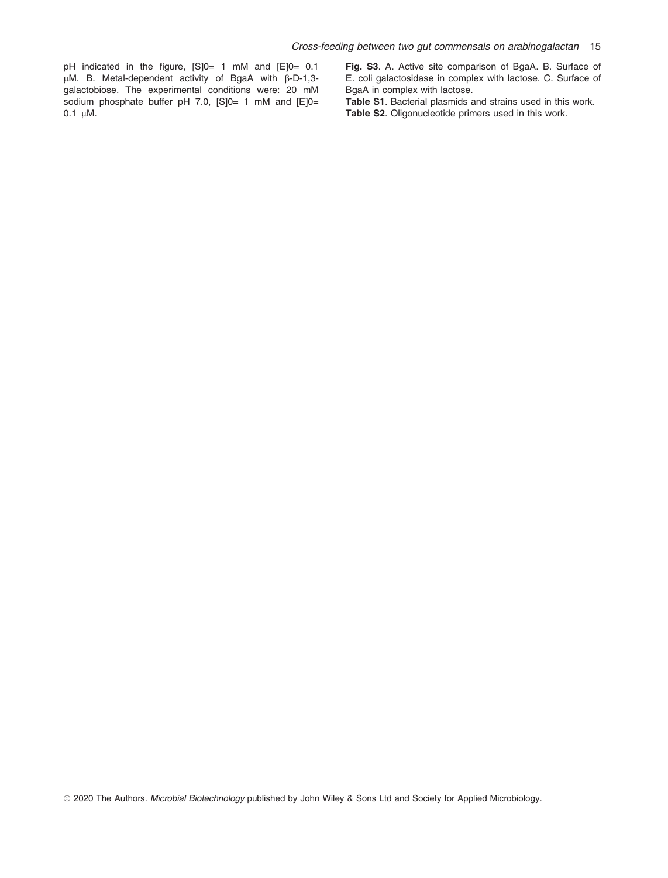pH indicated in the figure, $[S]_0$= 1 mM and $[E]_0$= 0.1 μM. B. Metal-dependent activity of BgaA with β-D-1,3-galactobiose. The experimental conditions were: 20 mM sodium phosphate buffer pH 7.0, $[S]_0$= 1 mM and $[E]_0$= 0.1 μM.

**Fig. S3**. A. Active site comparison of BgaA. B. Surface of E. coli galactosidase in complex with lactose. C. Surface of BgaA in complex with lactose.

**Table S1**. Bacterial plasmids and strains used in this work.

**Table S2**. Oligonucleotide primers used in this work.